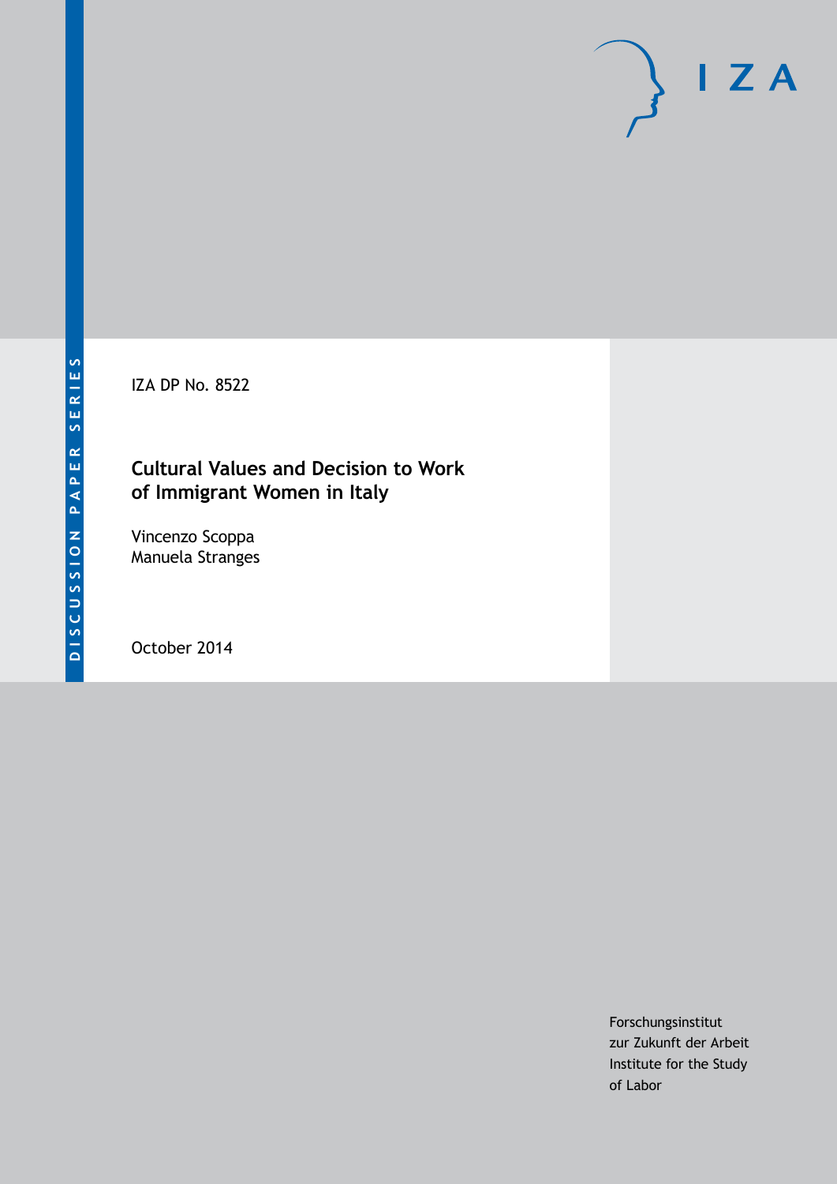DISCUSSION PAPER SERIES

IZA DP No. 8522

# Cultural Values and Decision to Work of Immigrant Women in Italy

Vincenzo Scoppa
Manuela Stranges

October 2014

Forschungsinstitut
zur Zukunft der Arbeit
Institute for the Study
of Labor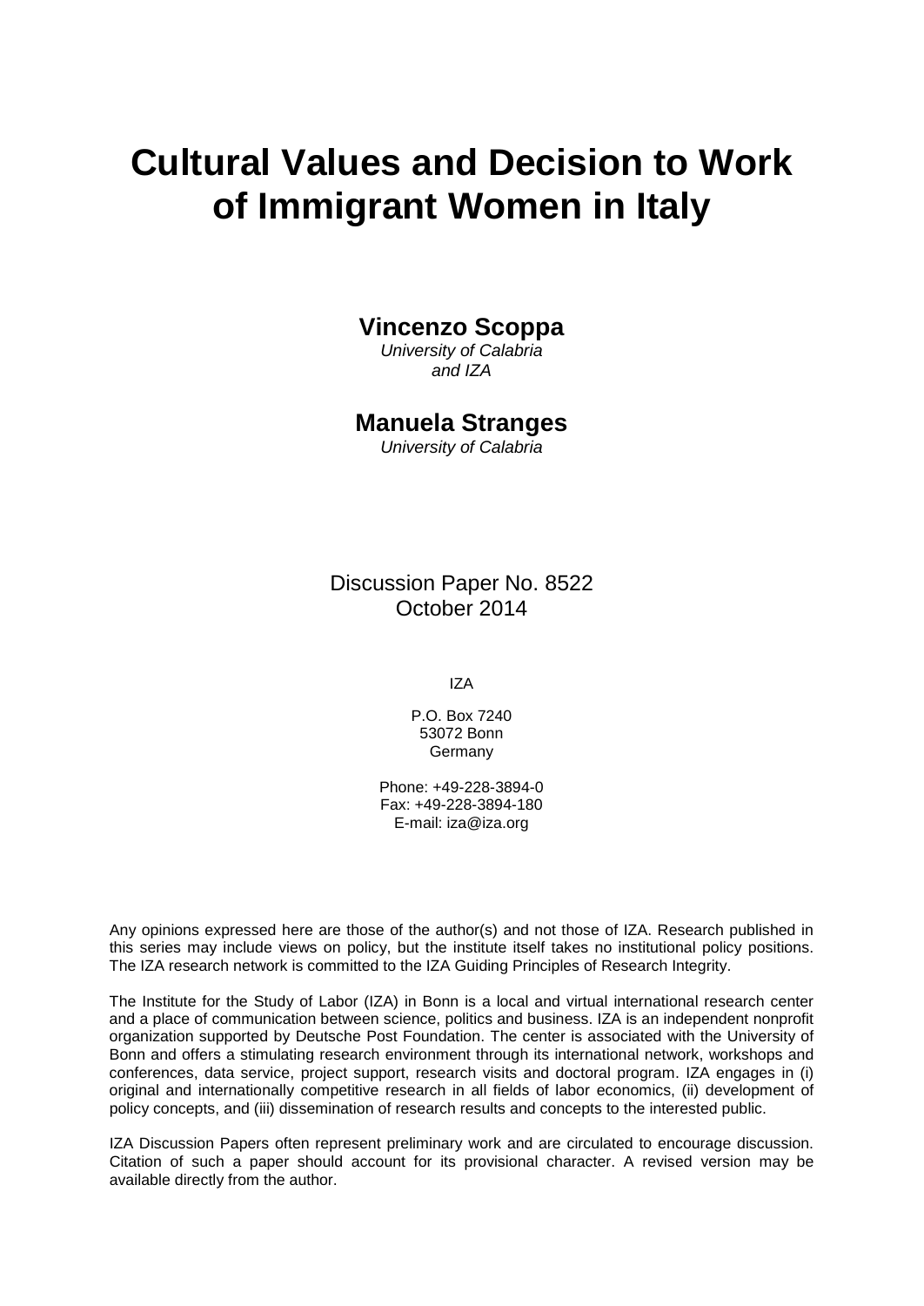# Cultural Values and Decision to Work of Immigrant Women in Italy

**Vincenzo Scoppa**
*University of Calabria and IZA*

**Manuela Stranges**
*University of Calabria*

Discussion Paper No. 8522
October 2014

IZA

P.O. Box 7240
53072 Bonn
Germany

Phone: +49-228-3894-0
Fax: +49-228-3894-180
E-mail: iza@iza.org

Any opinions expressed here are those of the author(s) and not those of IZA. Research published in this series may include views on policy, but the institute itself takes no institutional policy positions. The IZA research network is committed to the IZA Guiding Principles of Research Integrity.

The Institute for the Study of Labor (IZA) in Bonn is a local and virtual international research center and a place of communication between science, politics and business. IZA is an independent nonprofit organization supported by Deutsche Post Foundation. The center is associated with the University of Bonn and offers a stimulating research environment through its international network, workshops and conferences, data service, project support, research visits and doctoral program. IZA engages in (i) original and internationally competitive research in all fields of labor economics, (ii) development of policy concepts, and (iii) dissemination of research results and concepts to the interested public.

IZA Discussion Papers often represent preliminary work and are circulated to encourage discussion. Citation of such a paper should account for its provisional character. A revised version may be available directly from the author.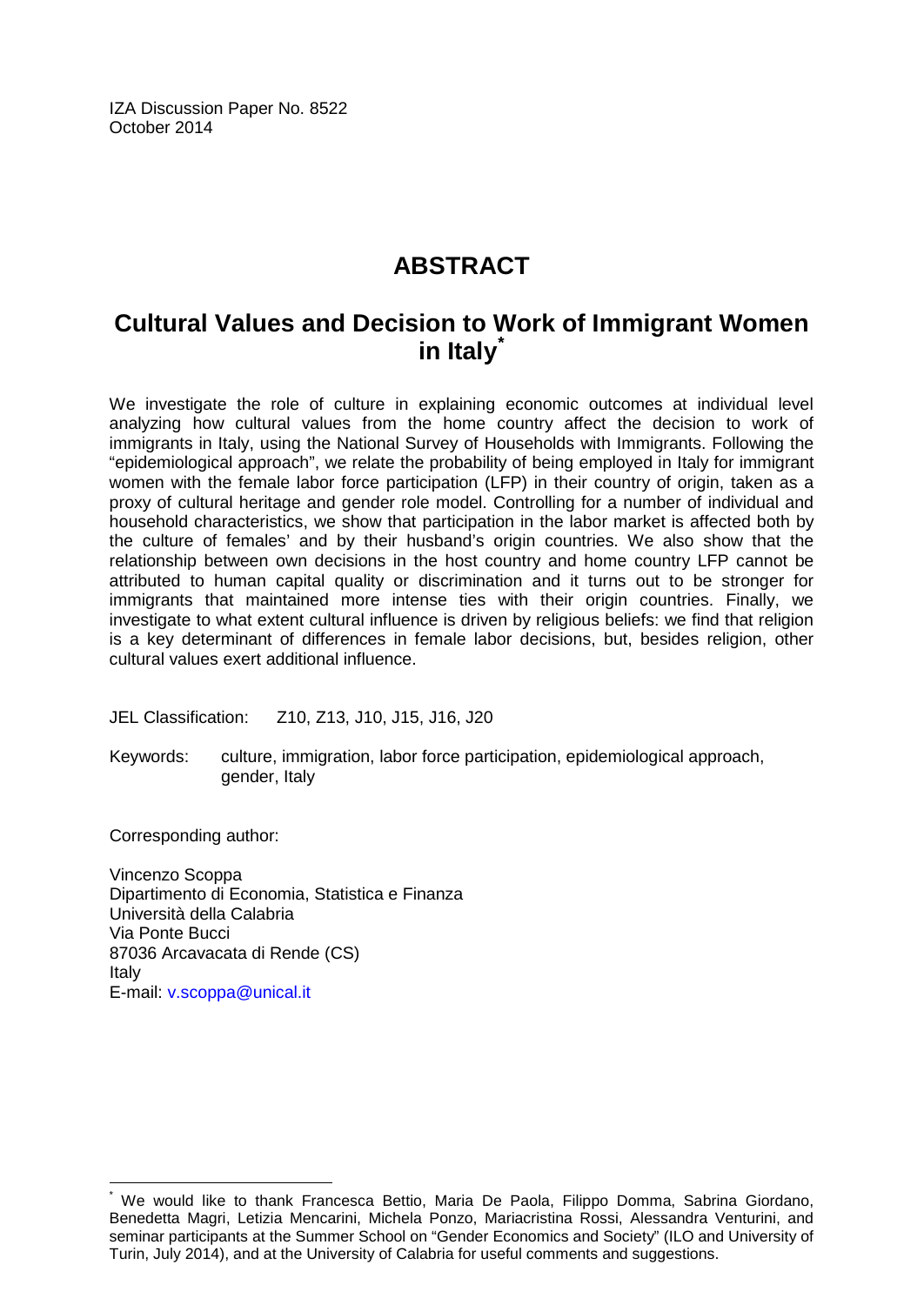IZA Discussion Paper No. 8522
October 2014

# ABSTRACT

## Cultural Values and Decision to Work of Immigrant Women in Italy*

We investigate the role of culture in explaining economic outcomes at individual level analyzing how cultural values from the home country affect the decision to work of immigrants in Italy, using the National Survey of Households with Immigrants. Following the "epidemiological approach", we relate the probability of being employed in Italy for immigrant women with the female labor force participation (LFP) in their country of origin, taken as a proxy of cultural heritage and gender role model. Controlling for a number of individual and household characteristics, we show that participation in the labor market is affected both by the culture of females' and by their husband's origin countries. We also show that the relationship between own decisions in the host country and home country LFP cannot be attributed to human capital quality or discrimination and it turns out to be stronger for immigrants that maintained more intense ties with their origin countries. Finally, we investigate to what extent cultural influence is driven by religious beliefs: we find that religion is a key determinant of differences in female labor decisions, but, besides religion, other cultural values exert additional influence.

JEL Classification: Z10, Z13, J10, J15, J16, J20

Keywords: culture, immigration, labor force participation, epidemiological approach, gender, Italy

Corresponding author:

Vincenzo Scoppa
Dipartimento di Economia, Statistica e Finanza
Università della Calabria
Via Ponte Bucci
87036 Arcavacata di Rende (CS)
Italy
E-mail: v.scoppa@unical.it

---

* We would like to thank Francesca Bettio, Maria De Paola, Filippo Domma, Sabrina Giordano, Benedetta Magri, Letizia Mencarini, Michela Ponzo, Mariacristina Rossi, Alessandra Venturini, and seminar participants at the Summer School on "Gender Economics and Society" (ILO and University of Turin, July 2014), and at the University of Calabria for useful comments and suggestions.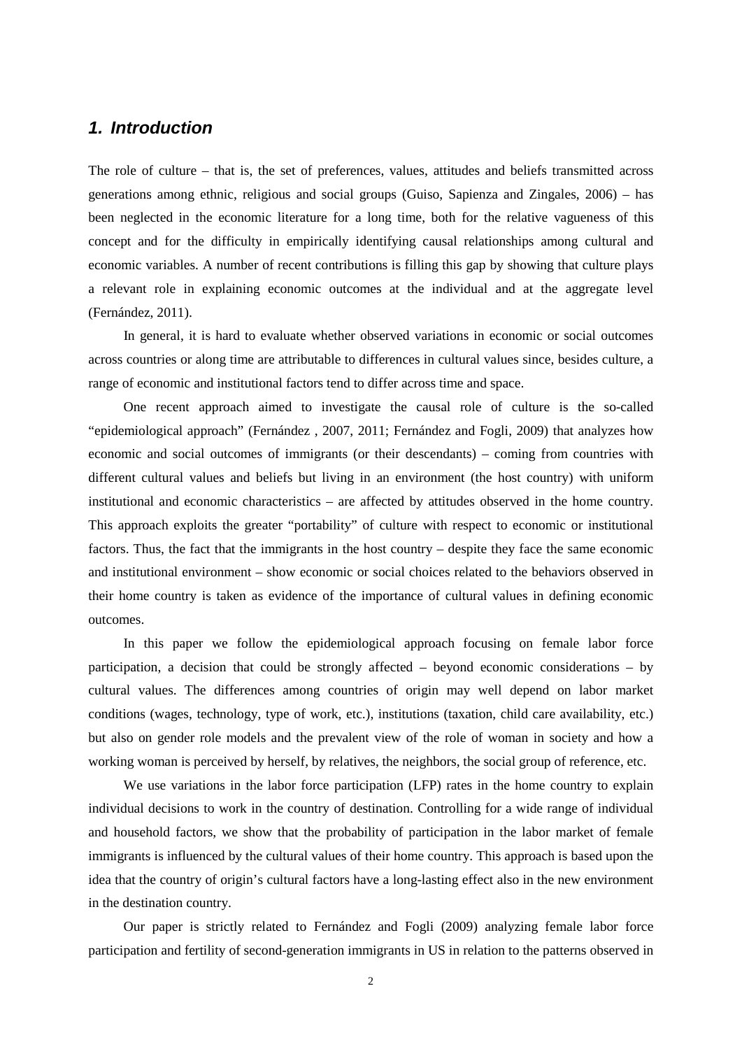## *1. Introduction*

The role of culture – that is, the set of preferences, values, attitudes and beliefs transmitted across generations among ethnic, religious and social groups (Guiso, Sapienza and Zingales, 2006) – has been neglected in the economic literature for a long time, both for the relative vagueness of this concept and for the difficulty in empirically identifying causal relationships among cultural and economic variables. A number of recent contributions is filling this gap by showing that culture plays a relevant role in explaining economic outcomes at the individual and at the aggregate level (Fernández, 2011).

In general, it is hard to evaluate whether observed variations in economic or social outcomes across countries or along time are attributable to differences in cultural values since, besides culture, a range of economic and institutional factors tend to differ across time and space.

One recent approach aimed to investigate the causal role of culture is the so-called "epidemiological approach" (Fernández , 2007, 2011; Fernández and Fogli, 2009) that analyzes how economic and social outcomes of immigrants (or their descendants) – coming from countries with different cultural values and beliefs but living in an environment (the host country) with uniform institutional and economic characteristics – are affected by attitudes observed in the home country. This approach exploits the greater "portability" of culture with respect to economic or institutional factors. Thus, the fact that the immigrants in the host country – despite they face the same economic and institutional environment – show economic or social choices related to the behaviors observed in their home country is taken as evidence of the importance of cultural values in defining economic outcomes.

In this paper we follow the epidemiological approach focusing on female labor force participation, a decision that could be strongly affected – beyond economic considerations – by cultural values. The differences among countries of origin may well depend on labor market conditions (wages, technology, type of work, etc.), institutions (taxation, child care availability, etc.) but also on gender role models and the prevalent view of the role of woman in society and how a working woman is perceived by herself, by relatives, the neighbors, the social group of reference, etc.

We use variations in the labor force participation (LFP) rates in the home country to explain individual decisions to work in the country of destination. Controlling for a wide range of individual and household factors, we show that the probability of participation in the labor market of female immigrants is influenced by the cultural values of their home country. This approach is based upon the idea that the country of origin's cultural factors have a long-lasting effect also in the new environment in the destination country.

Our paper is strictly related to Fernández and Fogli (2009) analyzing female labor force participation and fertility of second-generation immigrants in US in relation to the patterns observed in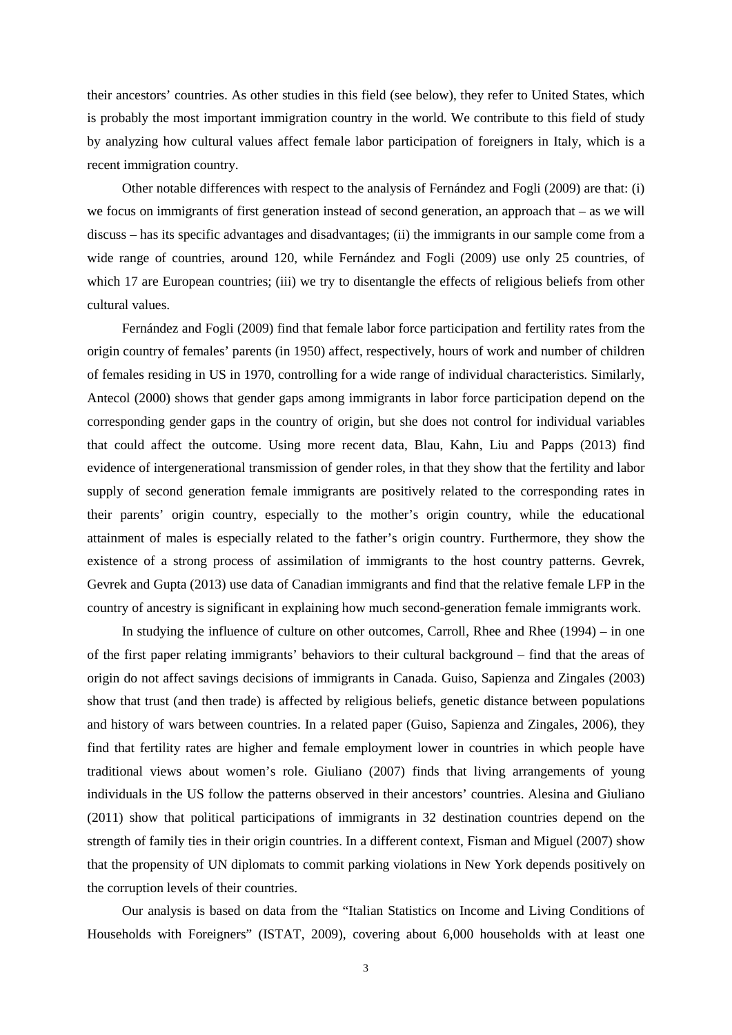their ancestors' countries. As other studies in this field (see below), they refer to United States, which is probably the most important immigration country in the world. We contribute to this field of study by analyzing how cultural values affect female labor participation of foreigners in Italy, which is a recent immigration country.

Other notable differences with respect to the analysis of Fernández and Fogli (2009) are that: (i) we focus on immigrants of first generation instead of second generation, an approach that – as we will discuss – has its specific advantages and disadvantages; (ii) the immigrants in our sample come from a wide range of countries, around 120, while Fernández and Fogli (2009) use only 25 countries, of which 17 are European countries; (iii) we try to disentangle the effects of religious beliefs from other cultural values.

Fernández and Fogli (2009) find that female labor force participation and fertility rates from the origin country of females' parents (in 1950) affect, respectively, hours of work and number of children of females residing in US in 1970, controlling for a wide range of individual characteristics. Similarly, Antecol (2000) shows that gender gaps among immigrants in labor force participation depend on the corresponding gender gaps in the country of origin, but she does not control for individual variables that could affect the outcome. Using more recent data, Blau, Kahn, Liu and Papps (2013) find evidence of intergenerational transmission of gender roles, in that they show that the fertility and labor supply of second generation female immigrants are positively related to the corresponding rates in their parents' origin country, especially to the mother's origin country, while the educational attainment of males is especially related to the father's origin country. Furthermore, they show the existence of a strong process of assimilation of immigrants to the host country patterns. Gevrek, Gevrek and Gupta (2013) use data of Canadian immigrants and find that the relative female LFP in the country of ancestry is significant in explaining how much second-generation female immigrants work.

In studying the influence of culture on other outcomes, Carroll, Rhee and Rhee (1994) – in one of the first paper relating immigrants' behaviors to their cultural background – find that the areas of origin do not affect savings decisions of immigrants in Canada. Guiso, Sapienza and Zingales (2003) show that trust (and then trade) is affected by religious beliefs, genetic distance between populations and history of wars between countries. In a related paper (Guiso, Sapienza and Zingales, 2006), they find that fertility rates are higher and female employment lower in countries in which people have traditional views about women's role. Giuliano (2007) finds that living arrangements of young individuals in the US follow the patterns observed in their ancestors' countries. Alesina and Giuliano (2011) show that political participations of immigrants in 32 destination countries depend on the strength of family ties in their origin countries. In a different context, Fisman and Miguel (2007) show that the propensity of UN diplomats to commit parking violations in New York depends positively on the corruption levels of their countries.

Our analysis is based on data from the "Italian Statistics on Income and Living Conditions of Households with Foreigners" (ISTAT, 2009), covering about 6,000 households with at least one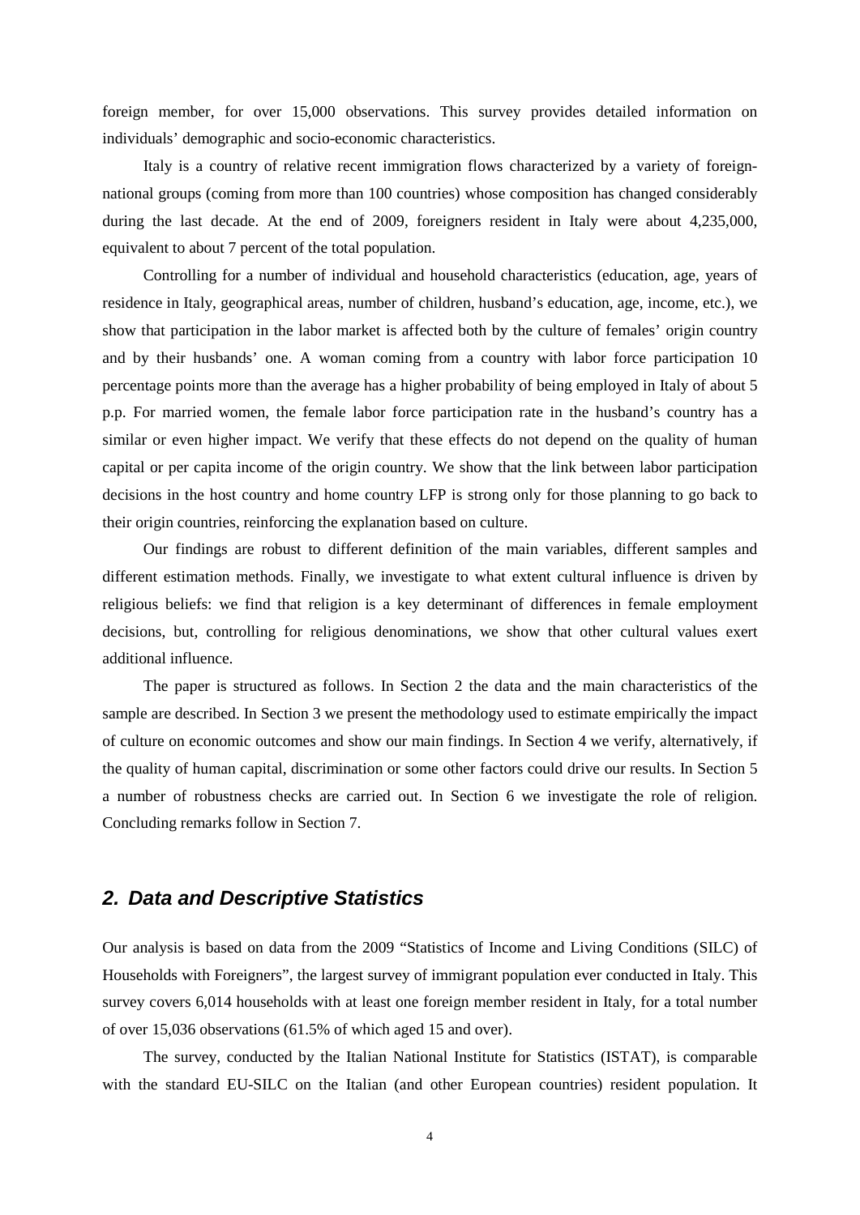foreign member, for over 15,000 observations. This survey provides detailed information on individuals' demographic and socio-economic characteristics.

Italy is a country of relative recent immigration flows characterized by a variety of foreign-national groups (coming from more than 100 countries) whose composition has changed considerably during the last decade. At the end of 2009, foreigners resident in Italy were about 4,235,000, equivalent to about 7 percent of the total population.

Controlling for a number of individual and household characteristics (education, age, years of residence in Italy, geographical areas, number of children, husband's education, age, income, etc.), we show that participation in the labor market is affected both by the culture of females' origin country and by their husbands' one. A woman coming from a country with labor force participation 10 percentage points more than the average has a higher probability of being employed in Italy of about 5 p.p. For married women, the female labor force participation rate in the husband's country has a similar or even higher impact. We verify that these effects do not depend on the quality of human capital or per capita income of the origin country. We show that the link between labor participation decisions in the host country and home country LFP is strong only for those planning to go back to their origin countries, reinforcing the explanation based on culture.

Our findings are robust to different definition of the main variables, different samples and different estimation methods. Finally, we investigate to what extent cultural influence is driven by religious beliefs: we find that religion is a key determinant of differences in female employment decisions, but, controlling for religious denominations, we show that other cultural values exert additional influence.

The paper is structured as follows. In Section 2 the data and the main characteristics of the sample are described. In Section 3 we present the methodology used to estimate empirically the impact of culture on economic outcomes and show our main findings. In Section 4 we verify, alternatively, if the quality of human capital, discrimination or some other factors could drive our results. In Section 5 a number of robustness checks are carried out. In Section 6 we investigate the role of religion. Concluding remarks follow in Section 7.

## 2. Data and Descriptive Statistics

Our analysis is based on data from the 2009 "Statistics of Income and Living Conditions (SILC) of Households with Foreigners", the largest survey of immigrant population ever conducted in Italy. This survey covers 6,014 households with at least one foreign member resident in Italy, for a total number of over 15,036 observations (61.5% of which aged 15 and over).

The survey, conducted by the Italian National Institute for Statistics (ISTAT), is comparable with the standard EU-SILC on the Italian (and other European countries) resident population. It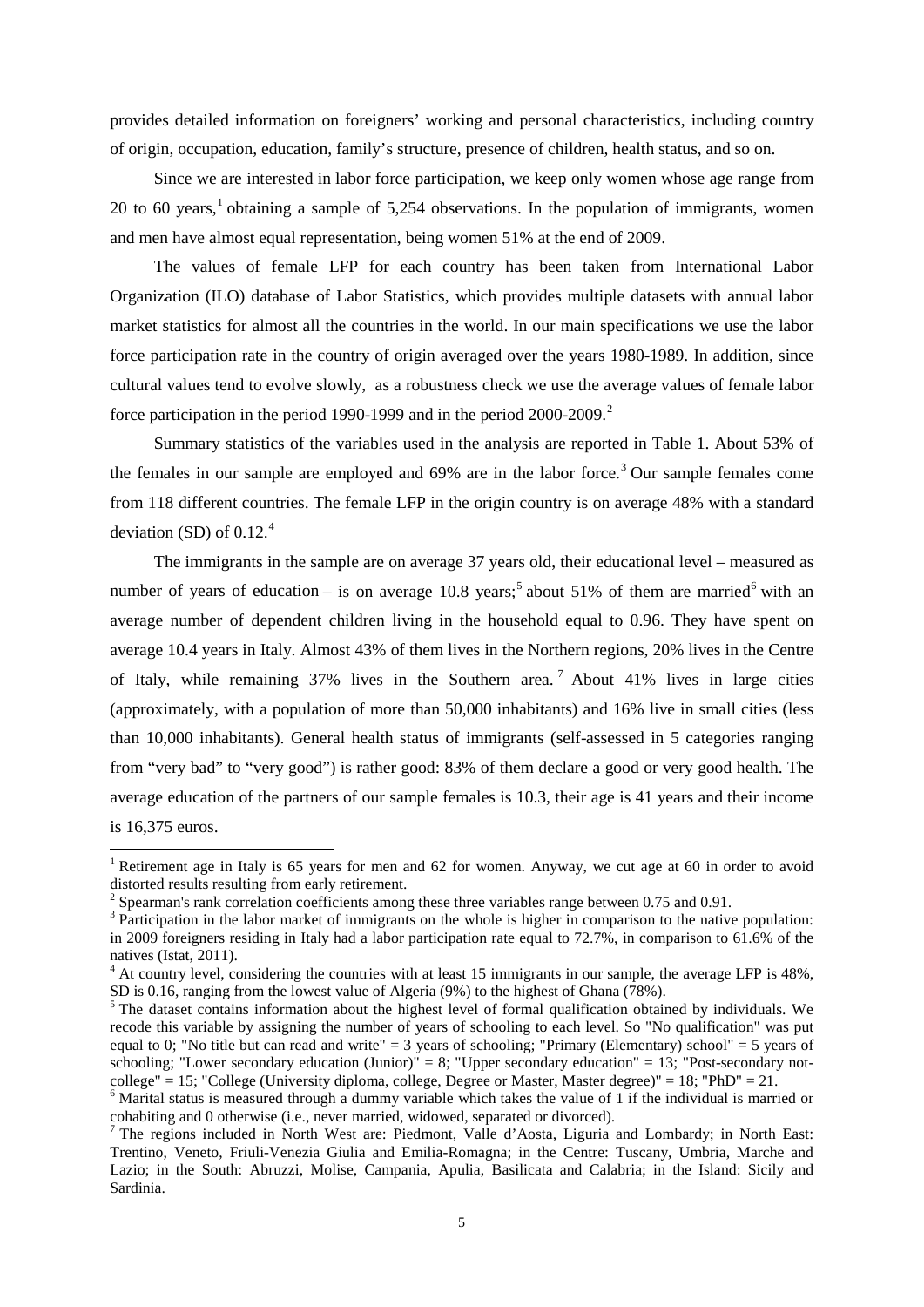provides detailed information on foreigners' working and personal characteristics, including country of origin, occupation, education, family's structure, presence of children, health status, and so on.

Since we are interested in labor force participation, we keep only women whose age range from 20 to 60 years,[1] obtaining a sample of 5,254 observations. In the population of immigrants, women and men have almost equal representation, being women 51% at the end of 2009.

The values of female LFP for each country has been taken from International Labor Organization (ILO) database of Labor Statistics, which provides multiple datasets with annual labor market statistics for almost all the countries in the world. In our main specifications we use the labor force participation rate in the country of origin averaged over the years 1980-1989. In addition, since cultural values tend to evolve slowly, as a robustness check we use the average values of female labor force participation in the period 1990-1999 and in the period 2000-2009.[2]

Summary statistics of the variables used in the analysis are reported in Table 1. About 53% of the females in our sample are employed and 69% are in the labor force.[3] Our sample females come from 118 different countries. The female LFP in the origin country is on average 48% with a standard deviation (SD) of 0.12.[4]

The immigrants in the sample are on average 37 years old, their educational level – measured as number of years of education – is on average 10.8 years;[5] about 51% of them are married[6] with an average number of dependent children living in the household equal to 0.96. They have spent on average 10.4 years in Italy. Almost 43% of them lives in the Northern regions, 20% lives in the Centre of Italy, while remaining 37% lives in the Southern area.[7] About 41% lives in large cities (approximately, with a population of more than 50,000 inhabitants) and 16% live in small cities (less than 10,000 inhabitants). General health status of immigrants (self-assessed in 5 categories ranging from "very bad" to "very good") is rather good: 83% of them declare a good or very good health. The average education of the partners of our sample females is 10.3, their age is 41 years and their income is 16,375 euros.

---

[1] Retirement age in Italy is 65 years for men and 62 for women. Anyway, we cut age at 60 in order to avoid distorted results resulting from early retirement.

[2] Spearman's rank correlation coefficients among these three variables range between 0.75 and 0.91.

[3] Participation in the labor market of immigrants on the whole is higher in comparison to the native population: in 2009 foreigners residing in Italy had a labor participation rate equal to 72.7%, in comparison to 61.6% of the natives (Istat, 2011).

[4] At country level, considering the countries with at least 15 immigrants in our sample, the average LFP is 48%, SD is 0.16, ranging from the lowest value of Algeria (9%) to the highest of Ghana (78%).

[5] The dataset contains information about the highest level of formal qualification obtained by individuals. We recode this variable by assigning the number of years of schooling to each level. So "No qualification" was put equal to 0; "No title but can read and write" = 3 years of schooling; "Primary (Elementary) school" = 5 years of schooling; "Lower secondary education (Junior)" = 8; "Upper secondary education" = 13; "Post-secondary not-college" = 15; "College (University diploma, college, Degree or Master, Master degree)" = 18; "PhD" = 21.

[6] Marital status is measured through a dummy variable which takes the value of 1 if the individual is married or cohabiting and 0 otherwise (i.e., never married, widowed, separated or divorced).

[7] The regions included in North West are: Piedmont, Valle d'Aosta, Liguria and Lombardy; in North East: Trentino, Veneto, Friuli-Venezia Giulia and Emilia-Romagna; in the Centre: Tuscany, Umbria, Marche and Lazio; in the South: Abruzzi, Molise, Campania, Apulia, Basilicata and Calabria; in the Island: Sicily and Sardinia.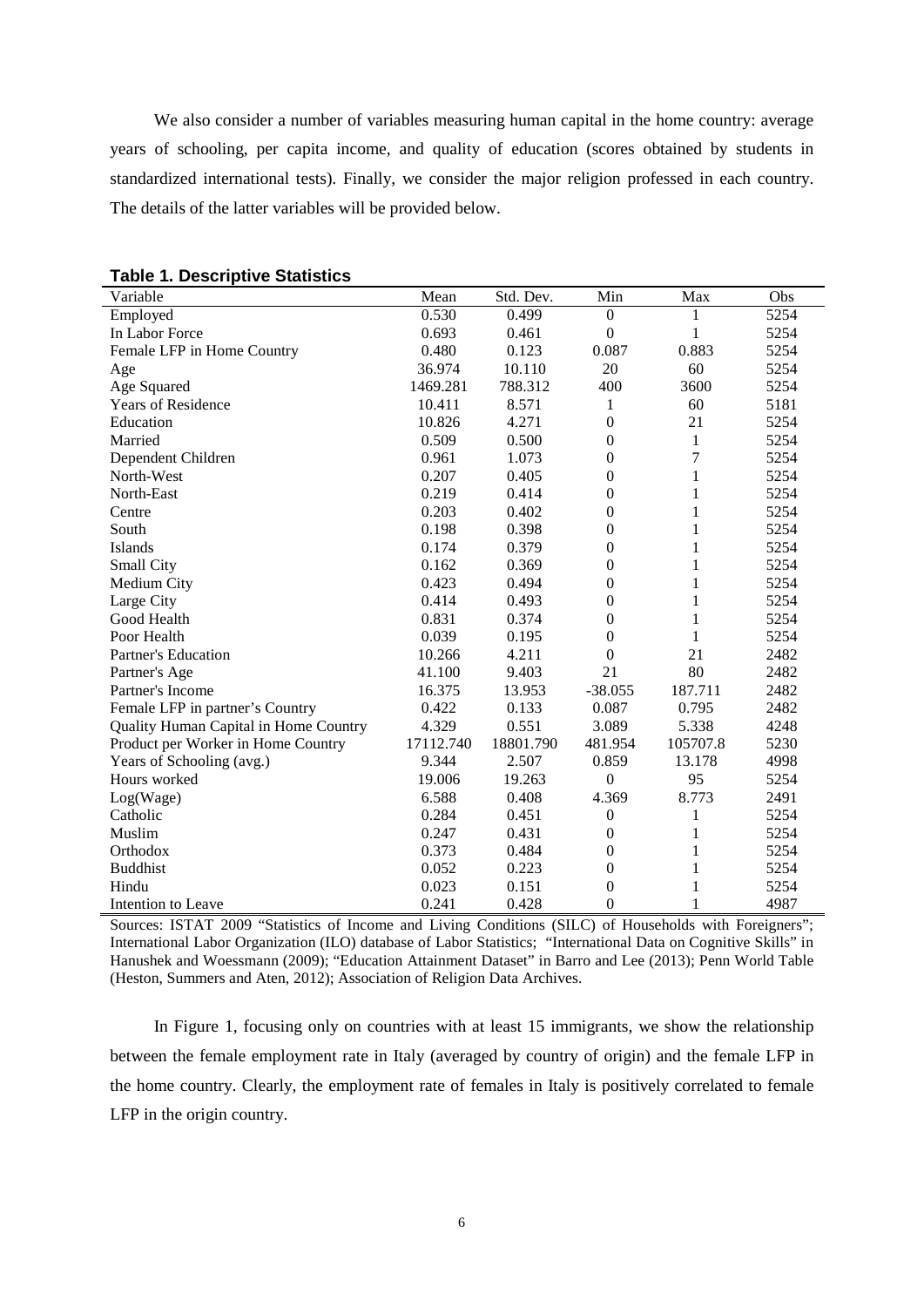We also consider a number of variables measuring human capital in the home country: average years of schooling, per capita income, and quality of education (scores obtained by students in standardized international tests). Finally, we consider the major religion professed in each country. The details of the latter variables will be provided below.

**Table 1. Descriptive Statistics**

| Variable | Mean | Std. Dev. | Min | Max | Obs |
|---|---|---|---|---|---|
| Employed | 0.530 | 0.499 | 0 | 1 | 5254 |
| In Labor Force | 0.693 | 0.461 | 0 | 1 | 5254 |
| Female LFP in Home Country | 0.480 | 0.123 | 0.087 | 0.883 | 5254 |
| Age | 36.974 | 10.110 | 20 | 60 | 5254 |
| Age Squared | 1469.281 | 788.312 | 400 | 3600 | 5254 |
| Years of Residence | 10.411 | 8.571 | 1 | 60 | 5181 |
| Education | 10.826 | 4.271 | 0 | 21 | 5254 |
| Married | 0.509 | 0.500 | 0 | 1 | 5254 |
| Dependent Children | 0.961 | 1.073 | 0 | 7 | 5254 |
| North-West | 0.207 | 0.405 | 0 | 1 | 5254 |
| North-East | 0.219 | 0.414 | 0 | 1 | 5254 |
| Centre | 0.203 | 0.402 | 0 | 1 | 5254 |
| South | 0.198 | 0.398 | 0 | 1 | 5254 |
| Islands | 0.174 | 0.379 | 0 | 1 | 5254 |
| Small City | 0.162 | 0.369 | 0 | 1 | 5254 |
| Medium City | 0.423 | 0.494 | 0 | 1 | 5254 |
| Large City | 0.414 | 0.493 | 0 | 1 | 5254 |
| Good Health | 0.831 | 0.374 | 0 | 1 | 5254 |
| Poor Health | 0.039 | 0.195 | 0 | 1 | 5254 |
| Partner's Education | 10.266 | 4.211 | 0 | 21 | 2482 |
| Partner's Age | 41.100 | 9.403 | 21 | 80 | 2482 |
| Partner's Income | 16.375 | 13.953 | -38.055 | 187.711 | 2482 |
| Female LFP in partner's Country | 0.422 | 0.133 | 0.087 | 0.795 | 2482 |
| Quality Human Capital in Home Country | 4.329 | 0.551 | 3.089 | 5.338 | 4248 |
| Product per Worker in Home Country | 17112.740 | 18801.790 | 481.954 | 105707.8 | 5230 |
| Years of Schooling (avg.) | 9.344 | 2.507 | 0.859 | 13.178 | 4998 |
| Hours worked | 19.006 | 19.263 | 0 | 95 | 5254 |
| Log(Wage) | 6.588 | 0.408 | 4.369 | 8.773 | 2491 |
| Catholic | 0.284 | 0.451 | 0 | 1 | 5254 |
| Muslim | 0.247 | 0.431 | 0 | 1 | 5254 |
| Orthodox | 0.373 | 0.484 | 0 | 1 | 5254 |
| Buddhist | 0.052 | 0.223 | 0 | 1 | 5254 |
| Hindu | 0.023 | 0.151 | 0 | 1 | 5254 |
| Intention to Leave | 0.241 | 0.428 | 0 | 1 | 4987 |

Sources: ISTAT 2009 "Statistics of Income and Living Conditions (SILC) of Households with Foreigners"; International Labor Organization (ILO) database of Labor Statistics; "International Data on Cognitive Skills" in Hanushek and Woessmann (2009); "Education Attainment Dataset" in Barro and Lee (2013); Penn World Table (Heston, Summers and Aten, 2012); Association of Religion Data Archives.

In Figure 1, focusing only on countries with at least 15 immigrants, we show the relationship between the female employment rate in Italy (averaged by country of origin) and the female LFP in the home country. Clearly, the employment rate of females in Italy is positively correlated to female LFP in the origin country.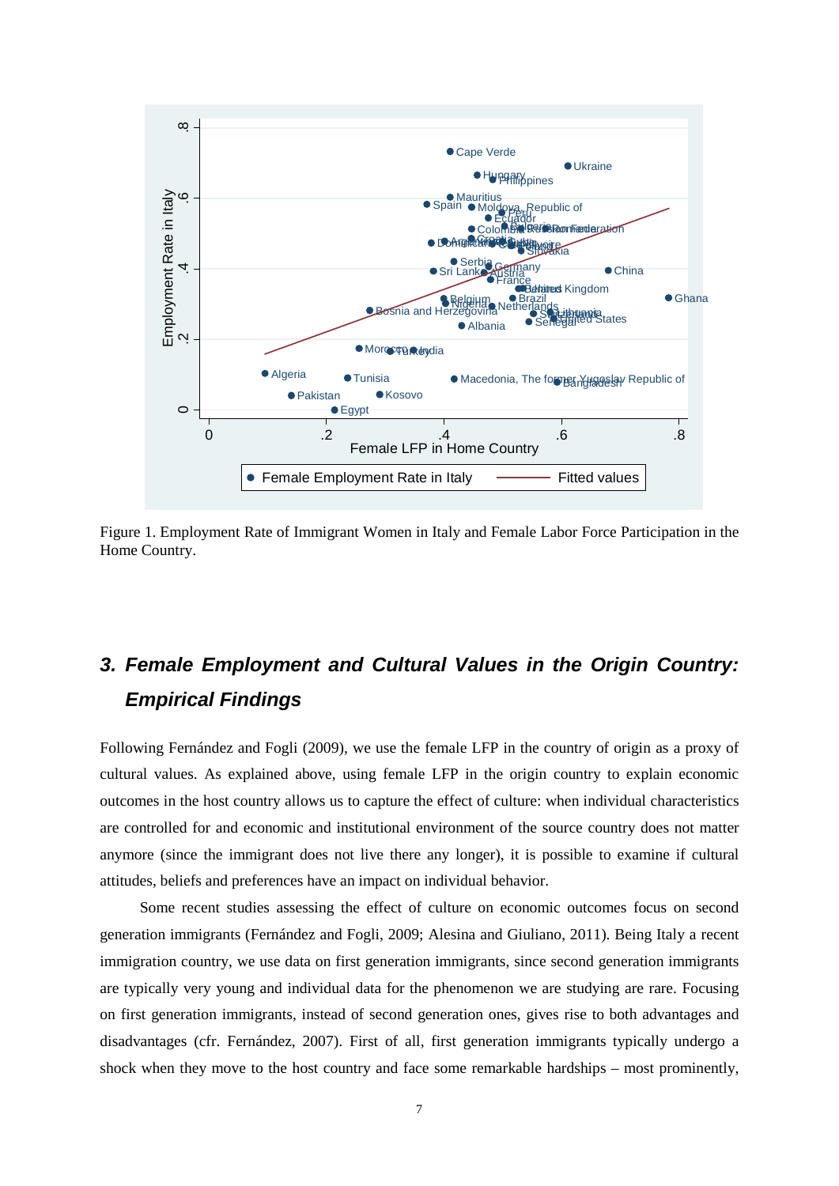Figure 1. Employment Rate of Immigrant Women in Italy and Female Labor Force Participation in the Home Country.

## *3. Female Employment and Cultural Values in the Origin Country: Empirical Findings*

Following Fernández and Fogli (2009), we use the female LFP in the country of origin as a proxy of cultural values. As explained above, using female LFP in the origin country to explain economic outcomes in the host country allows us to capture the effect of culture: when individual characteristics are controlled for and economic and institutional environment of the source country does not matter anymore (since the immigrant does not live there any longer), it is possible to examine if cultural attitudes, beliefs and preferences have an impact on individual behavior.

Some recent studies assessing the effect of culture on economic outcomes focus on second generation immigrants (Fernández and Fogli, 2009; Alesina and Giuliano, 2011). Being Italy a recent immigration country, we use data on first generation immigrants, since second generation immigrants are typically very young and individual data for the phenomenon we are studying are rare. Focusing on first generation immigrants, instead of second generation ones, gives rise to both advantages and disadvantages (cfr. Fernández, 2007). First of all, first generation immigrants typically undergo a shock when they move to the host country and face some remarkable hardships – most prominently,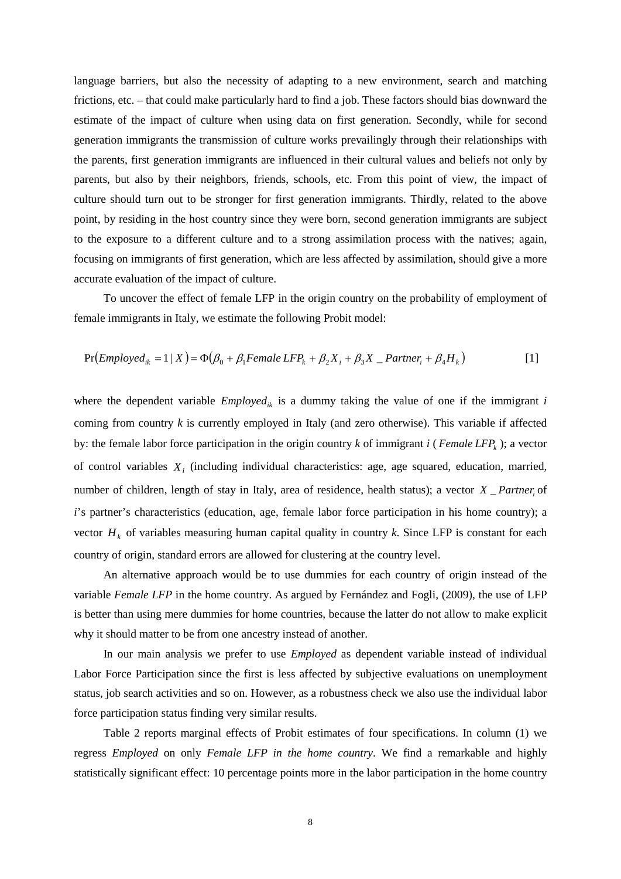language barriers, but also the necessity of adapting to a new environment, search and matching frictions, etc. – that could make particularly hard to find a job. These factors should bias downward the estimate of the impact of culture when using data on first generation. Secondly, while for second generation immigrants the transmission of culture works prevailingly through their relationships with the parents, first generation immigrants are influenced in their cultural values and beliefs not only by parents, but also by their neighbors, friends, schools, etc. From this point of view, the impact of culture should turn out to be stronger for first generation immigrants. Thirdly, related to the above point, by residing in the host country since they were born, second generation immigrants are subject to the exposure to a different culture and to a strong assimilation process with the natives; again, focusing on immigrants of first generation, which are less affected by assimilation, should give a more accurate evaluation of the impact of culture.

To uncover the effect of female LFP in the origin country on the probability of employment of female immigrants in Italy, we estimate the following Probit model:

$$\Pr\left(Employed_{ik} = 1 \mid X\right) = \Phi\left(\beta_0 + \beta_1 Female\,LFP_k + \beta_2 X_i + \beta_3 X\_Partner_i + \beta_4 H_k\right) \qquad [1]$$

where the dependent variable $Employed_{ik}$ is a dummy taking the value of one if the immigrant $i$ coming from country $k$ is currently employed in Italy (and zero otherwise). This variable if affected by: the female labor force participation in the origin country $k$ of immigrant $i$ ($Female\,LFP_k$); a vector of control variables $X_i$ (including individual characteristics: age, age squared, education, married, number of children, length of stay in Italy, area of residence, health status); a vector $X\_Partner_i$ of $i$'s partner's characteristics (education, age, female labor force participation in his home country); a vector $H_k$ of variables measuring human capital quality in country $k$. Since LFP is constant for each country of origin, standard errors are allowed for clustering at the country level.

An alternative approach would be to use dummies for each country of origin instead of the variable *Female LFP* in the home country. As argued by Fernández and Fogli, (2009), the use of LFP is better than using mere dummies for home countries, because the latter do not allow to make explicit why it should matter to be from one ancestry instead of another.

In our main analysis we prefer to use *Employed* as dependent variable instead of individual Labor Force Participation since the first is less affected by subjective evaluations on unemployment status, job search activities and so on. However, as a robustness check we also use the individual labor force participation status finding very similar results.

Table 2 reports marginal effects of Probit estimates of four specifications. In column (1) we regress *Employed* on only *Female LFP in the home country*. We find a remarkable and highly statistically significant effect: 10 percentage points more in the labor participation in the home country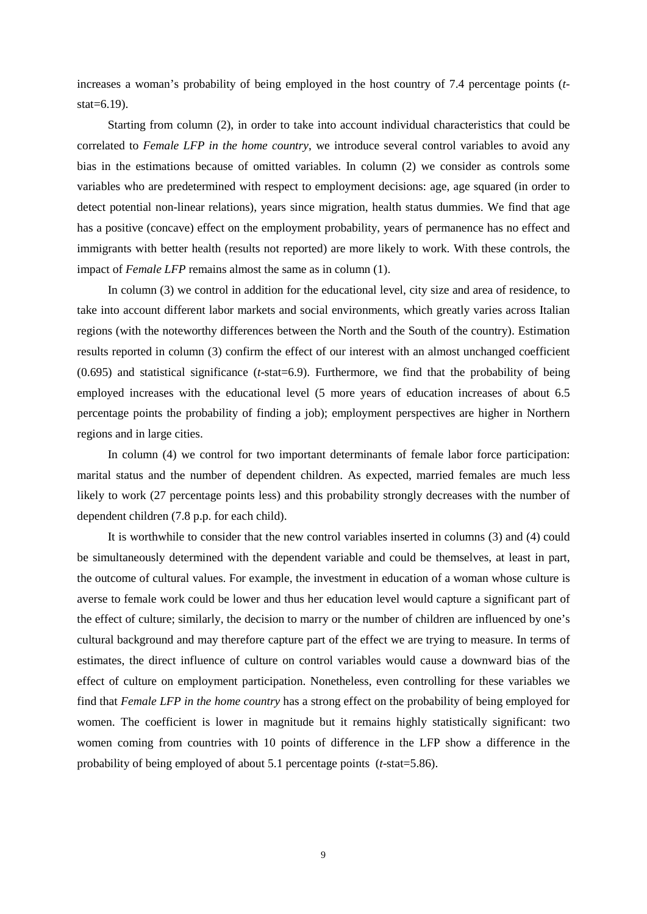increases a woman's probability of being employed in the host country of 7.4 percentage points (*t*-stat=6.19).

Starting from column (2), in order to take into account individual characteristics that could be correlated to *Female LFP in the home country*, we introduce several control variables to avoid any bias in the estimations because of omitted variables. In column (2) we consider as controls some variables who are predetermined with respect to employment decisions: age, age squared (in order to detect potential non-linear relations), years since migration, health status dummies. We find that age has a positive (concave) effect on the employment probability, years of permanence has no effect and immigrants with better health (results not reported) are more likely to work. With these controls, the impact of *Female LFP* remains almost the same as in column (1).

In column (3) we control in addition for the educational level, city size and area of residence, to take into account different labor markets and social environments, which greatly varies across Italian regions (with the noteworthy differences between the North and the South of the country). Estimation results reported in column (3) confirm the effect of our interest with an almost unchanged coefficient (0.695) and statistical significance (*t*-stat=6.9). Furthermore, we find that the probability of being employed increases with the educational level (5 more years of education increases of about 6.5 percentage points the probability of finding a job); employment perspectives are higher in Northern regions and in large cities.

In column (4) we control for two important determinants of female labor force participation: marital status and the number of dependent children. As expected, married females are much less likely to work (27 percentage points less) and this probability strongly decreases with the number of dependent children (7.8 p.p. for each child).

It is worthwhile to consider that the new control variables inserted in columns (3) and (4) could be simultaneously determined with the dependent variable and could be themselves, at least in part, the outcome of cultural values. For example, the investment in education of a woman whose culture is averse to female work could be lower and thus her education level would capture a significant part of the effect of culture; similarly, the decision to marry or the number of children are influenced by one's cultural background and may therefore capture part of the effect we are trying to measure. In terms of estimates, the direct influence of culture on control variables would cause a downward bias of the effect of culture on employment participation. Nonetheless, even controlling for these variables we find that *Female LFP in the home country* has a strong effect on the probability of being employed for women. The coefficient is lower in magnitude but it remains highly statistically significant: two women coming from countries with 10 points of difference in the LFP show a difference in the probability of being employed of about 5.1 percentage points (*t*-stat=5.86).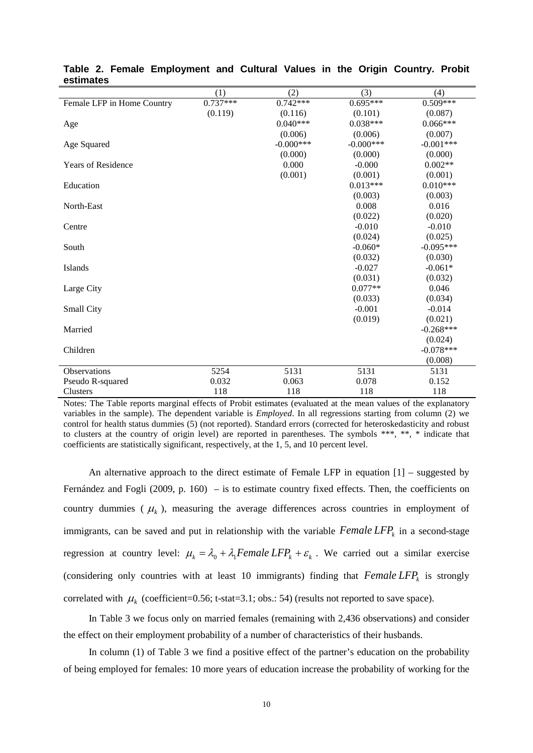**Table 2. Female Employment and Cultural Values in the Origin Country. Probit estimates**

| | (1) | (2) | (3) | (4) |
|---|---|---|---|---|
| Female LFP in Home Country | 0.737*** | 0.742*** | 0.695*** | 0.509*** |
| | (0.119) | (0.116) | (0.101) | (0.087) |
| Age | | 0.040*** | 0.038*** | 0.066*** |
| | | (0.006) | (0.006) | (0.007) |
| Age Squared | | -0.000*** | -0.000*** | -0.001*** |
| | | (0.000) | (0.000) | (0.000) |
| Years of Residence | | 0.000 | -0.000 | 0.002** |
| | | (0.001) | (0.001) | (0.001) |
| Education | | | 0.013*** | 0.010*** |
| | | | (0.003) | (0.003) |
| North-East | | | 0.008 | 0.016 |
| | | | (0.022) | (0.020) |
| Centre | | | -0.010 | -0.010 |
| | | | (0.024) | (0.025) |
| South | | | -0.060* | -0.095*** |
| | | | (0.032) | (0.030) |
| Islands | | | -0.027 | -0.061* |
| | | | (0.031) | (0.032) |
| Large City | | | 0.077** | 0.046 |
| | | | (0.033) | (0.034) |
| Small City | | | -0.001 | -0.014 |
| | | | (0.019) | (0.021) |
| Married | | | | -0.268*** |
| | | | | (0.024) |
| Children | | | | -0.078*** |
| | | | | (0.008) |
| Observations | 5254 | 5131 | 5131 | 5131 |
| Pseudo R-squared | 0.032 | 0.063 | 0.078 | 0.152 |
| Clusters | 118 | 118 | 118 | 118 |

Notes: The Table reports marginal effects of Probit estimates (evaluated at the mean values of the explanatory variables in the sample). The dependent variable is *Employed*. In all regressions starting from column (2) we control for health status dummies (5) (not reported). Standard errors (corrected for heteroskedasticity and robust to clusters at the country of origin level) are reported in parentheses. The symbols ***, **, * indicate that coefficients are statistically significant, respectively, at the 1, 5, and 10 percent level.

An alternative approach to the direct estimate of Female LFP in equation [1] – suggested by Fernández and Fogli (2009, p. 160) – is to estimate country fixed effects. Then, the coefficients on country dummies ( $\mu_k$ ), measuring the average differences across countries in employment of immigrants, can be saved and put in relationship with the variable $Female\, LFP_k$ in a second-stage regression at country level: $\mu_k = \lambda_0 + \lambda_1 Female\, LFP_k + \varepsilon_k$ . We carried out a similar exercise (considering only countries with at least 10 immigrants) finding that $Female\, LFP_k$ is strongly correlated with $\mu_k$ (coefficient=0.56; t-stat=3.1; obs.: 54) (results not reported to save space).

In Table 3 we focus only on married females (remaining with 2,436 observations) and consider the effect on their employment probability of a number of characteristics of their husbands.

In column (1) of Table 3 we find a positive effect of the partner's education on the probability of being employed for females: 10 more years of education increase the probability of working for the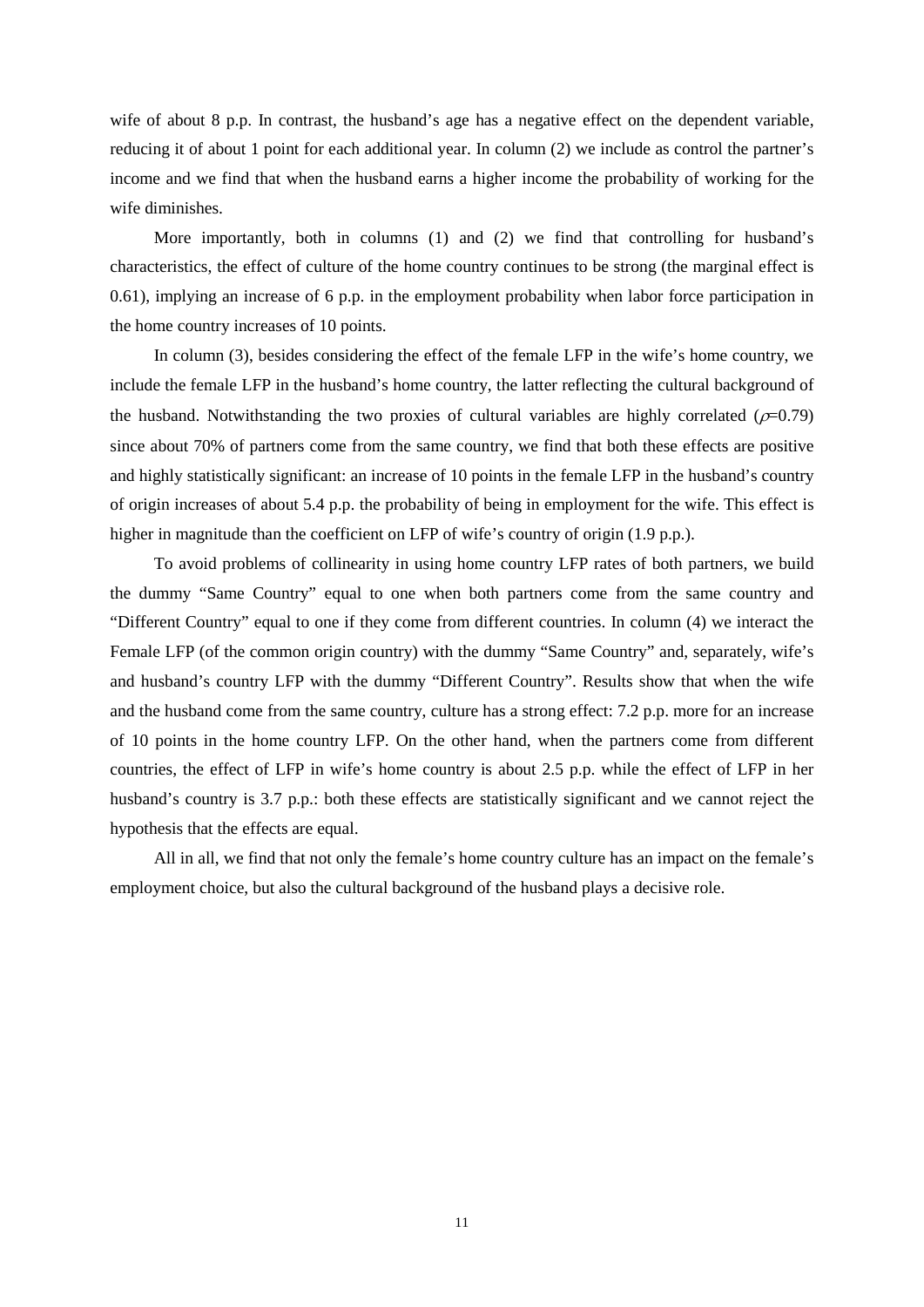wife of about 8 p.p. In contrast, the husband's age has a negative effect on the dependent variable, reducing it of about 1 point for each additional year. In column (2) we include as control the partner's income and we find that when the husband earns a higher income the probability of working for the wife diminishes.

More importantly, both in columns (1) and (2) we find that controlling for husband's characteristics, the effect of culture of the home country continues to be strong (the marginal effect is 0.61), implying an increase of 6 p.p. in the employment probability when labor force participation in the home country increases of 10 points.

In column (3), besides considering the effect of the female LFP in the wife's home country, we include the female LFP in the husband's home country, the latter reflecting the cultural background of the husband. Notwithstanding the two proxies of cultural variables are highly correlated ($\rho$=0.79) since about 70% of partners come from the same country, we find that both these effects are positive and highly statistically significant: an increase of 10 points in the female LFP in the husband's country of origin increases of about 5.4 p.p. the probability of being in employment for the wife. This effect is higher in magnitude than the coefficient on LFP of wife's country of origin (1.9 p.p.).

To avoid problems of collinearity in using home country LFP rates of both partners, we build the dummy "Same Country" equal to one when both partners come from the same country and "Different Country" equal to one if they come from different countries. In column (4) we interact the Female LFP (of the common origin country) with the dummy "Same Country" and, separately, wife's and husband's country LFP with the dummy "Different Country". Results show that when the wife and the husband come from the same country, culture has a strong effect: 7.2 p.p. more for an increase of 10 points in the home country LFP. On the other hand, when the partners come from different countries, the effect of LFP in wife's home country is about 2.5 p.p. while the effect of LFP in her husband's country is 3.7 p.p.: both these effects are statistically significant and we cannot reject the hypothesis that the effects are equal.

All in all, we find that not only the female's home country culture has an impact on the female's employment choice, but also the cultural background of the husband plays a decisive role.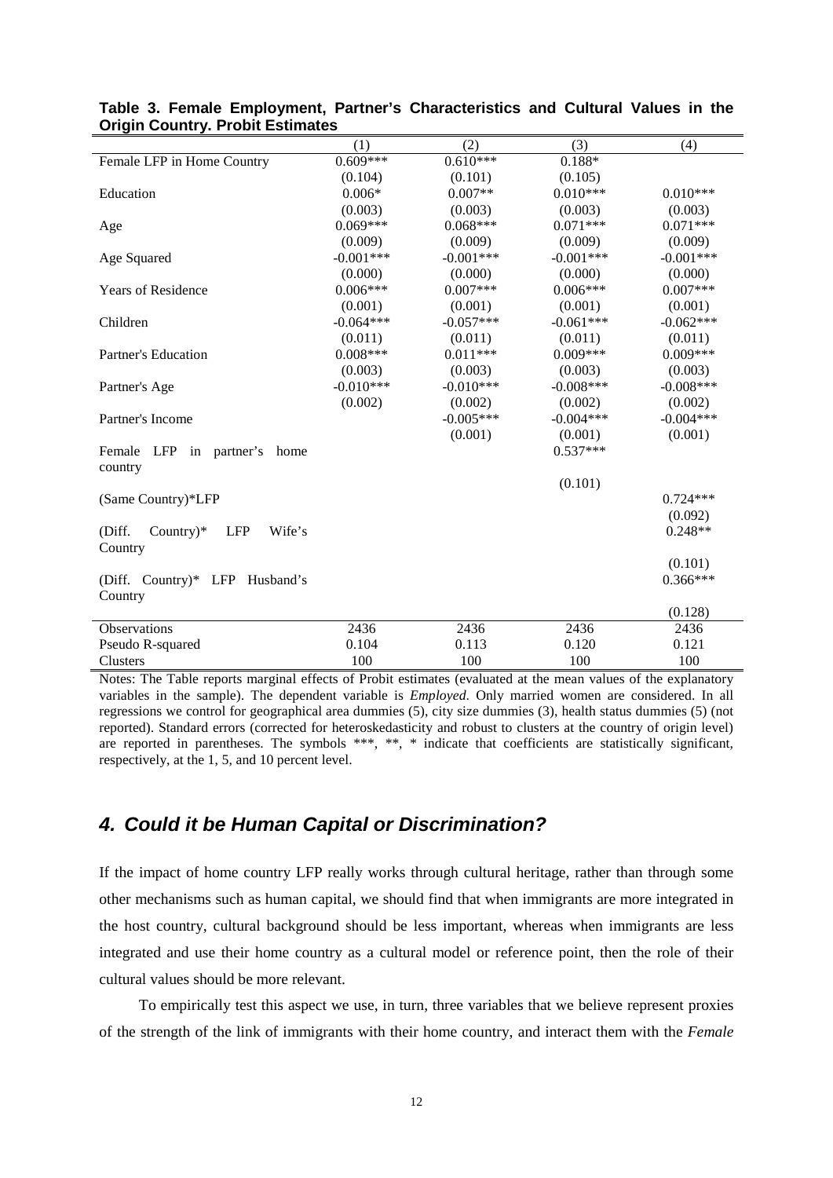**Table 3. Female Employment, Partner's Characteristics and Cultural Values in the Origin Country. Probit Estimates**

| | (1) | (2) | (3) | (4) |
|---|---|---|---|---|
| Female LFP in Home Country | 0.609*** | 0.610*** | 0.188* | |
| | (0.104) | (0.101) | (0.105) | |
| Education | 0.006* | 0.007** | 0.010*** | 0.010*** |
| | (0.003) | (0.003) | (0.003) | (0.003) |
| Age | 0.069*** | 0.068*** | 0.071*** | 0.071*** |
| | (0.009) | (0.009) | (0.009) | (0.009) |
| Age Squared | -0.001*** | -0.001*** | -0.001*** | -0.001*** |
| | (0.000) | (0.000) | (0.000) | (0.000) |
| Years of Residence | 0.006*** | 0.007*** | 0.006*** | 0.007*** |
| | (0.001) | (0.001) | (0.001) | (0.001) |
| Children | -0.064*** | -0.057*** | -0.061*** | -0.062*** |
| | (0.011) | (0.011) | (0.011) | (0.011) |
| Partner's Education | 0.008*** | 0.011*** | 0.009*** | 0.009*** |
| | (0.003) | (0.003) | (0.003) | (0.003) |
| Partner's Age | -0.010*** | -0.010*** | -0.008*** | -0.008*** |
| | (0.002) | (0.002) | (0.002) | (0.002) |
| Partner's Income | | -0.005*** | -0.004*** | -0.004*** |
| | | (0.001) | (0.001) | (0.001) |
| Female LFP in partner's home country | | | 0.537*** | |
| | | | (0.101) | |
| (Same Country)*LFP | | | | 0.724*** |
| | | | | (0.092) |
| (Diff. Country)* LFP Wife's Country | | | | 0.248** |
| | | | | (0.101) |
| (Diff. Country)* LFP Husband's Country | | | | 0.366*** |
| | | | | (0.128) |
| Observations | 2436 | 2436 | 2436 | 2436 |
| Pseudo R-squared | 0.104 | 0.113 | 0.120 | 0.121 |
| Clusters | 100 | 100 | 100 | 100 |

Notes: The Table reports marginal effects of Probit estimates (evaluated at the mean values of the explanatory variables in the sample). The dependent variable is *Employed*. Only married women are considered. In all regressions we control for geographical area dummies (5), city size dummies (3), health status dummies (5) (not reported). Standard errors (corrected for heteroskedasticity and robust to clusters at the country of origin level) are reported in parentheses. The symbols ***, **, * indicate that coefficients are statistically significant, respectively, at the 1, 5, and 10 percent level.

## *4. Could it be Human Capital or Discrimination?*

If the impact of home country LFP really works through cultural heritage, rather than through some other mechanisms such as human capital, we should find that when immigrants are more integrated in the host country, cultural background should be less important, whereas when immigrants are less integrated and use their home country as a cultural model or reference point, then the role of their cultural values should be more relevant.

To empirically test this aspect we use, in turn, three variables that we believe represent proxies of the strength of the link of immigrants with their home country, and interact them with the *Female*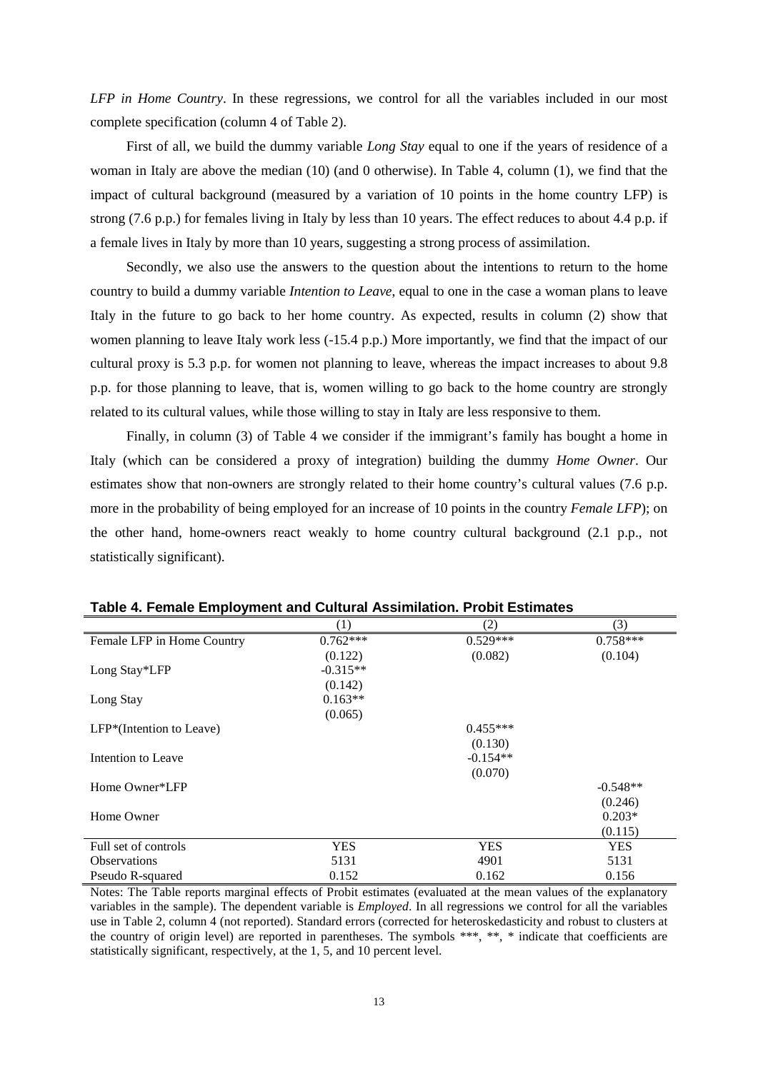*LFP in Home Country*. In these regressions, we control for all the variables included in our most complete specification (column 4 of Table 2).

First of all, we build the dummy variable *Long Stay* equal to one if the years of residence of a woman in Italy are above the median (10) (and 0 otherwise). In Table 4, column (1), we find that the impact of cultural background (measured by a variation of 10 points in the home country LFP) is strong (7.6 p.p.) for females living in Italy by less than 10 years. The effect reduces to about 4.4 p.p. if a female lives in Italy by more than 10 years, suggesting a strong process of assimilation.

Secondly, we also use the answers to the question about the intentions to return to the home country to build a dummy variable *Intention to Leave*, equal to one in the case a woman plans to leave Italy in the future to go back to her home country. As expected, results in column (2) show that women planning to leave Italy work less (-15.4 p.p.) More importantly, we find that the impact of our cultural proxy is 5.3 p.p. for women not planning to leave, whereas the impact increases to about 9.8 p.p. for those planning to leave, that is, women willing to go back to the home country are strongly related to its cultural values, while those willing to stay in Italy are less responsive to them.

Finally, in column (3) of Table 4 we consider if the immigrant's family has bought a home in Italy (which can be considered a proxy of integration) building the dummy *Home Owner*. Our estimates show that non-owners are strongly related to their home country's cultural values (7.6 p.p. more in the probability of being employed for an increase of 10 points in the country *Female LFP*); on the other hand, home-owners react weakly to home country cultural background (2.1 p.p., not statistically significant).

**Table 4. Female Employment and Cultural Assimilation. Probit Estimates**

| | (1) | (2) | (3) |
|---|---|---|---|
| Female LFP in Home Country | 0.762*** | 0.529*** | 0.758*** |
| | (0.122) | (0.082) | (0.104) |
| Long Stay*LFP | -0.315** | | |
| | (0.142) | | |
| Long Stay | 0.163** | | |
| | (0.065) | | |
| LFP*(Intention to Leave) | | 0.455*** | |
| | | (0.130) | |
| Intention to Leave | | -0.154** | |
| | | (0.070) | |
| Home Owner*LFP | | | -0.548** |
| | | | (0.246) |
| Home Owner | | | 0.203* |
| | | | (0.115) |
| Full set of controls | YES | YES | YES |
| Observations | 5131 | 4901 | 5131 |
| Pseudo R-squared | 0.152 | 0.162 | 0.156 |

Notes: The Table reports marginal effects of Probit estimates (evaluated at the mean values of the explanatory variables in the sample). The dependent variable is *Employed*. In all regressions we control for all the variables use in Table 2, column 4 (not reported). Standard errors (corrected for heteroskedasticity and robust to clusters at the country of origin level) are reported in parentheses. The symbols ***, **, * indicate that coefficients are statistically significant, respectively, at the 1, 5, and 10 percent level.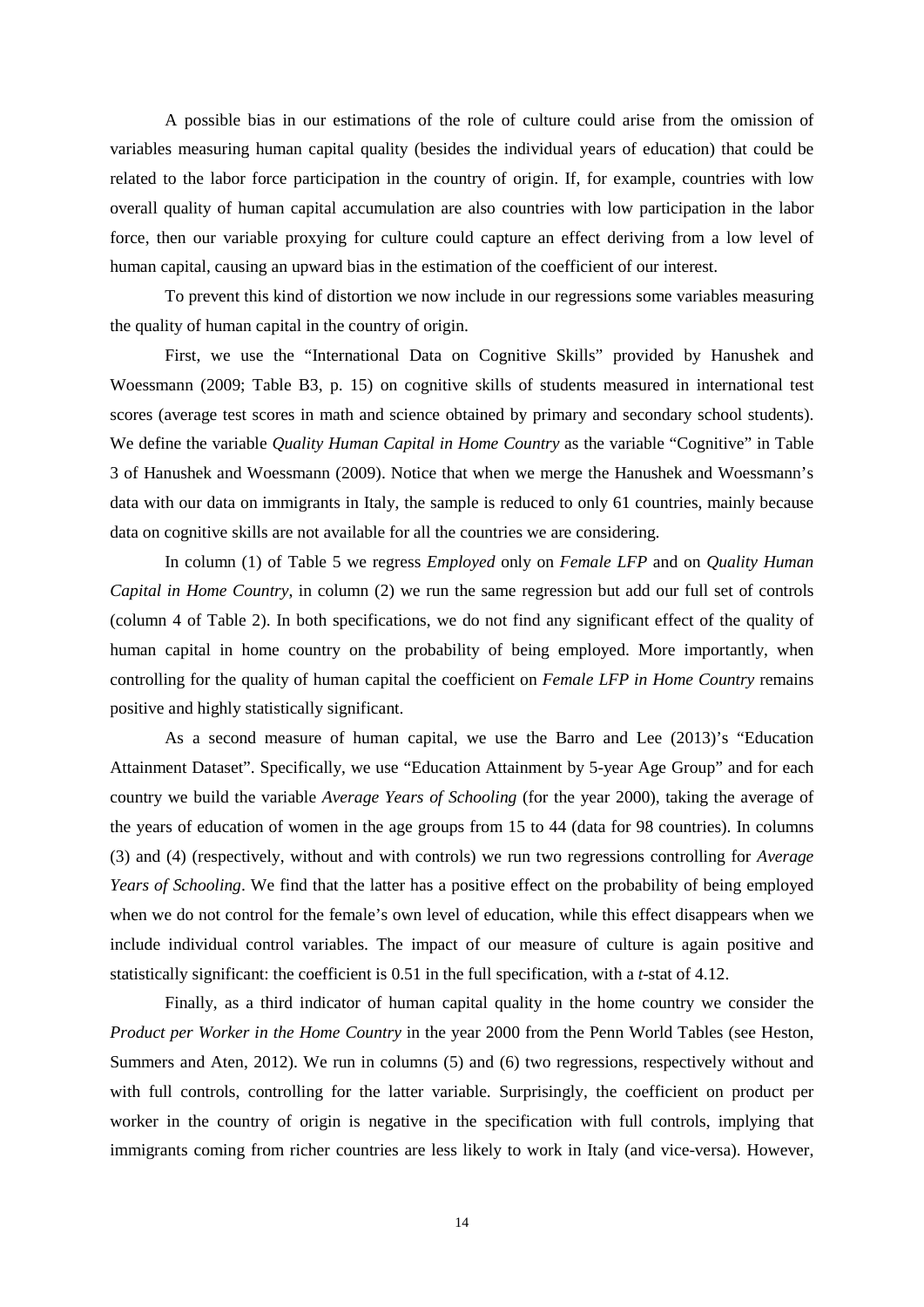A possible bias in our estimations of the role of culture could arise from the omission of variables measuring human capital quality (besides the individual years of education) that could be related to the labor force participation in the country of origin. If, for example, countries with low overall quality of human capital accumulation are also countries with low participation in the labor force, then our variable proxying for culture could capture an effect deriving from a low level of human capital, causing an upward bias in the estimation of the coefficient of our interest.

To prevent this kind of distortion we now include in our regressions some variables measuring the quality of human capital in the country of origin.

First, we use the "International Data on Cognitive Skills" provided by Hanushek and Woessmann (2009; Table B3, p. 15) on cognitive skills of students measured in international test scores (average test scores in math and science obtained by primary and secondary school students). We define the variable *Quality Human Capital in Home Country* as the variable "Cognitive" in Table 3 of Hanushek and Woessmann (2009). Notice that when we merge the Hanushek and Woessmann's data with our data on immigrants in Italy, the sample is reduced to only 61 countries, mainly because data on cognitive skills are not available for all the countries we are considering.

In column (1) of Table 5 we regress *Employed* only on *Female LFP* and on *Quality Human Capital in Home Country*, in column (2) we run the same regression but add our full set of controls (column 4 of Table 2). In both specifications, we do not find any significant effect of the quality of human capital in home country on the probability of being employed. More importantly, when controlling for the quality of human capital the coefficient on *Female LFP in Home Country* remains positive and highly statistically significant.

As a second measure of human capital, we use the Barro and Lee (2013)'s "Education Attainment Dataset". Specifically, we use "Education Attainment by 5-year Age Group" and for each country we build the variable *Average Years of Schooling* (for the year 2000), taking the average of the years of education of women in the age groups from 15 to 44 (data for 98 countries). In columns (3) and (4) (respectively, without and with controls) we run two regressions controlling for *Average Years of Schooling*. We find that the latter has a positive effect on the probability of being employed when we do not control for the female's own level of education, while this effect disappears when we include individual control variables. The impact of our measure of culture is again positive and statistically significant: the coefficient is 0.51 in the full specification, with a *t*-stat of 4.12.

Finally, as a third indicator of human capital quality in the home country we consider the *Product per Worker in the Home Country* in the year 2000 from the Penn World Tables (see Heston, Summers and Aten, 2012). We run in columns (5) and (6) two regressions, respectively without and with full controls, controlling for the latter variable. Surprisingly, the coefficient on product per worker in the country of origin is negative in the specification with full controls, implying that immigrants coming from richer countries are less likely to work in Italy (and vice-versa). However,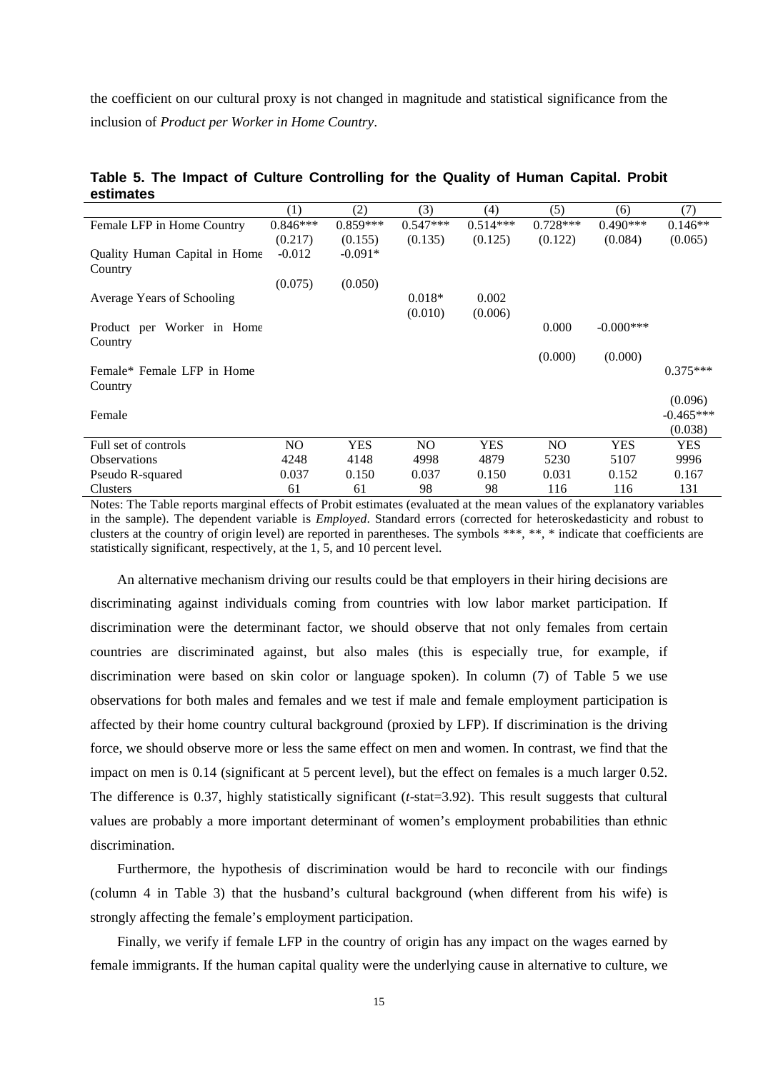the coefficient on our cultural proxy is not changed in magnitude and statistical significance from the inclusion of *Product per Worker in Home Country*.

**Table 5. The Impact of Culture Controlling for the Quality of Human Capital. Probit estimates**

| | (1) | (2) | (3) | (4) | (5) | (6) | (7) |
|---|---|---|---|---|---|---|---|
| Female LFP in Home Country | 0.846*** | 0.859*** | 0.547*** | 0.514*** | 0.728*** | 0.490*** | 0.146** |
| | (0.217) | (0.155) | (0.135) | (0.125) | (0.122) | (0.084) | (0.065) |
| Quality Human Capital in Home Country | -0.012 | -0.091* | | | | | |
| | (0.075) | (0.050) | | | | | |
| Average Years of Schooling | | | 0.018* | 0.002 | | | |
| | | | (0.010) | (0.006) | | | |
| Product per Worker in Home Country | | | | | 0.000 | -0.000*** | |
| | | | | | (0.000) | (0.000) | |
| Female* Female LFP in Home Country | | | | | | | 0.375*** |
| | | | | | | | (0.096) |
| Female | | | | | | | -0.465*** |
| | | | | | | | (0.038) |
| Full set of controls | NO | YES | NO | YES | NO | YES | YES |
| Observations | 4248 | 4148 | 4998 | 4879 | 5230 | 5107 | 9996 |
| Pseudo R-squared | 0.037 | 0.150 | 0.037 | 0.150 | 0.031 | 0.152 | 0.167 |
| Clusters | 61 | 61 | 98 | 98 | 116 | 116 | 131 |

Notes: The Table reports marginal effects of Probit estimates (evaluated at the mean values of the explanatory variables in the sample). The dependent variable is *Employed*. Standard errors (corrected for heteroskedasticity and robust to clusters at the country of origin level) are reported in parentheses. The symbols ***, **, * indicate that coefficients are statistically significant, respectively, at the 1, 5, and 10 percent level.

An alternative mechanism driving our results could be that employers in their hiring decisions are discriminating against individuals coming from countries with low labor market participation. If discrimination were the determinant factor, we should observe that not only females from certain countries are discriminated against, but also males (this is especially true, for example, if discrimination were based on skin color or language spoken). In column (7) of Table 5 we use observations for both males and females and we test if male and female employment participation is affected by their home country cultural background (proxied by LFP). If discrimination is the driving force, we should observe more or less the same effect on men and women. In contrast, we find that the impact on men is 0.14 (significant at 5 percent level), but the effect on females is a much larger 0.52. The difference is 0.37, highly statistically significant (*t*-stat=3.92). This result suggests that cultural values are probably a more important determinant of women's employment probabilities than ethnic discrimination.

Furthermore, the hypothesis of discrimination would be hard to reconcile with our findings (column 4 in Table 3) that the husband's cultural background (when different from his wife) is strongly affecting the female's employment participation.

Finally, we verify if female LFP in the country of origin has any impact on the wages earned by female immigrants. If the human capital quality were the underlying cause in alternative to culture, we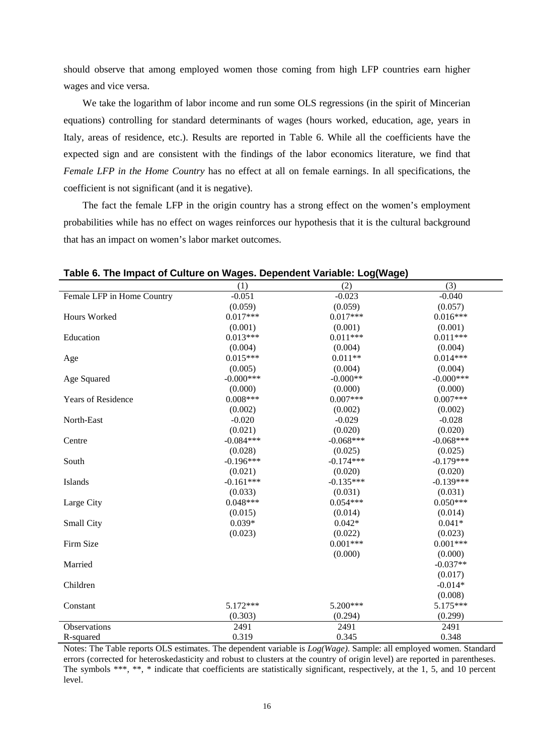should observe that among employed women those coming from high LFP countries earn higher wages and vice versa.

We take the logarithm of labor income and run some OLS regressions (in the spirit of Mincerian equations) controlling for standard determinants of wages (hours worked, education, age, years in Italy, areas of residence, etc.). Results are reported in Table 6. While all the coefficients have the expected sign and are consistent with the findings of the labor economics literature, we find that *Female LFP in the Home Country* has no effect at all on female earnings. In all specifications, the coefficient is not significant (and it is negative).

The fact the female LFP in the origin country has a strong effect on the women's employment probabilities while has no effect on wages reinforces our hypothesis that it is the cultural background that has an impact on women's labor market outcomes.

**Table 6. The Impact of Culture on Wages. Dependent Variable: Log(Wage)**

| | (1) | (2) | (3) |
|---|---|---|---|
| Female LFP in Home Country | -0.051 | -0.023 | -0.040 |
| | (0.059) | (0.059) | (0.057) |
| Hours Worked | 0.017*** | 0.017*** | 0.016*** |
| | (0.001) | (0.001) | (0.001) |
| Education | 0.013*** | 0.011*** | 0.011*** |
| | (0.004) | (0.004) | (0.004) |
| Age | 0.015*** | 0.011** | 0.014*** |
| | (0.005) | (0.004) | (0.004) |
| Age Squared | -0.000*** | -0.000** | -0.000*** |
| | (0.000) | (0.000) | (0.000) |
| Years of Residence | 0.008*** | 0.007*** | 0.007*** |
| | (0.002) | (0.002) | (0.002) |
| North-East | -0.020 | -0.029 | -0.028 |
| | (0.021) | (0.020) | (0.020) |
| Centre | -0.084*** | -0.068*** | -0.068*** |
| | (0.028) | (0.025) | (0.025) |
| South | -0.196*** | -0.174*** | -0.179*** |
| | (0.021) | (0.020) | (0.020) |
| Islands | -0.161*** | -0.135*** | -0.139*** |
| | (0.033) | (0.031) | (0.031) |
| Large City | 0.048*** | 0.054*** | 0.050*** |
| | (0.015) | (0.014) | (0.014) |
| Small City | 0.039* | 0.042* | 0.041* |
| | (0.023) | (0.022) | (0.023) |
| Firm Size | | 0.001*** | 0.001*** |
| | | (0.000) | (0.000) |
| Married | | | -0.037** |
| | | | (0.017) |
| Children | | | -0.014* |
| | | | (0.008) |
| Constant | 5.172*** | 5.200*** | 5.175*** |
| | (0.303) | (0.294) | (0.299) |
| Observations | 2491 | 2491 | 2491 |
| R-squared | 0.319 | 0.345 | 0.348 |

Notes: The Table reports OLS estimates. The dependent variable is *Log(Wage)*. Sample: all employed women. Standard errors (corrected for heteroskedasticity and robust to clusters at the country of origin level) are reported in parentheses. The symbols ***, **, * indicate that coefficients are statistically significant, respectively, at the 1, 5, and 10 percent level.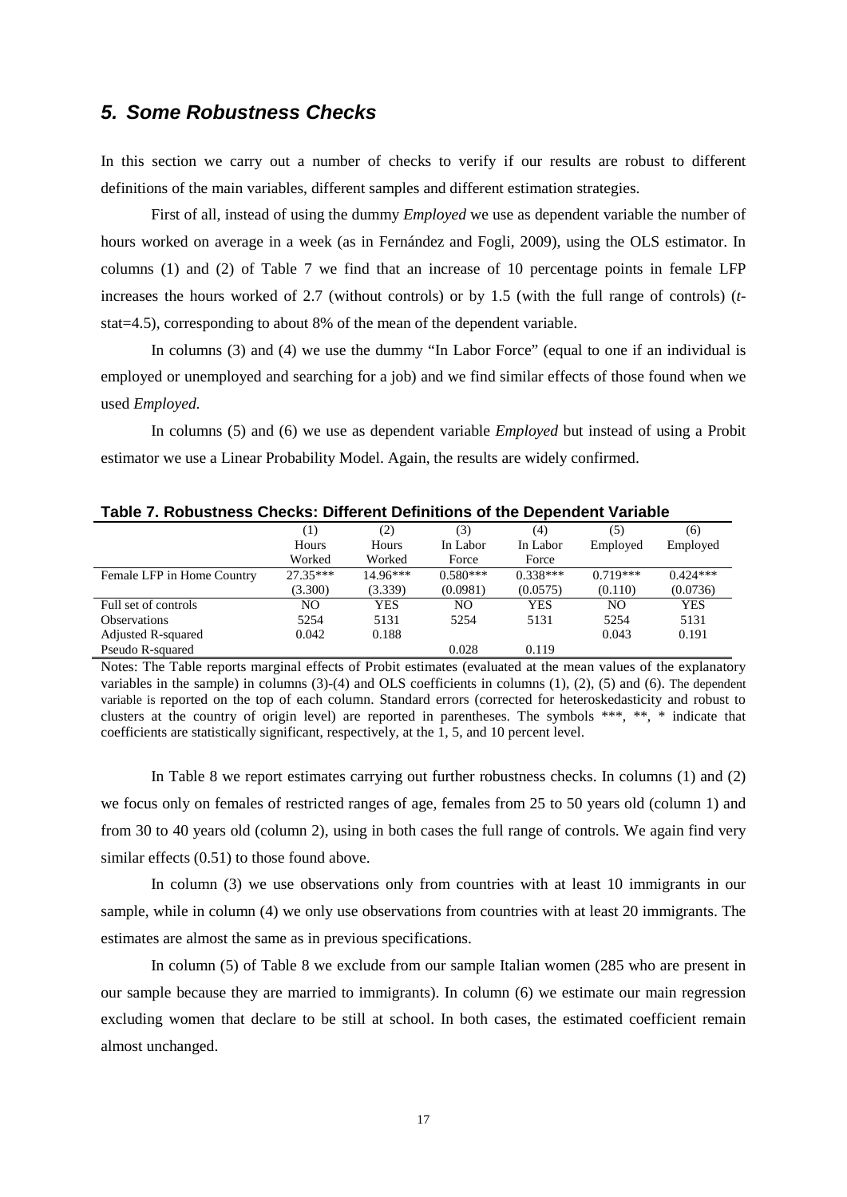## *5. Some Robustness Checks*

In this section we carry out a number of checks to verify if our results are robust to different definitions of the main variables, different samples and different estimation strategies.

First of all, instead of using the dummy *Employed* we use as dependent variable the number of hours worked on average in a week (as in Fernández and Fogli, 2009), using the OLS estimator. In columns (1) and (2) of Table 7 we find that an increase of 10 percentage points in female LFP increases the hours worked of 2.7 (without controls) or by 1.5 (with the full range of controls) (*t*-stat=4.5), corresponding to about 8% of the mean of the dependent variable.

In columns (3) and (4) we use the dummy "In Labor Force" (equal to one if an individual is employed or unemployed and searching for a job) and we find similar effects of those found when we used *Employed*.

In columns (5) and (6) we use as dependent variable *Employed* but instead of using a Probit estimator we use a Linear Probability Model. Again, the results are widely confirmed.

**Table 7. Robustness Checks: Different Definitions of the Dependent Variable**

| | (1) | (2) | (3) | (4) | (5) | (6) |
|---|---|---|---|---|---|---|
| | Hours Worked | Hours Worked | In Labor Force | In Labor Force | Employed | Employed |
| Female LFP in Home Country | 27.35*** | 14.96*** | 0.580*** | 0.338*** | 0.719*** | 0.424*** |
| | (3.300) | (3.339) | (0.0981) | (0.0575) | (0.110) | (0.0736) |
| Full set of controls | NO | YES | NO | YES | NO | YES |
| Observations | 5254 | 5131 | 5254 | 5131 | 5254 | 5131 |
| Adjusted R-squared | 0.042 | 0.188 | | | 0.043 | 0.191 |
| Pseudo R-squared | | | 0.028 | 0.119 | | |

Notes: The Table reports marginal effects of Probit estimates (evaluated at the mean values of the explanatory variables in the sample) in columns (3)-(4) and OLS coefficients in columns (1), (2), (5) and (6). The dependent variable is reported on the top of each column. Standard errors (corrected for heteroskedasticity and robust to clusters at the country of origin level) are reported in parentheses. The symbols ***, **, * indicate that coefficients are statistically significant, respectively, at the 1, 5, and 10 percent level.

In Table 8 we report estimates carrying out further robustness checks. In columns (1) and (2) we focus only on females of restricted ranges of age, females from 25 to 50 years old (column 1) and from 30 to 40 years old (column 2), using in both cases the full range of controls. We again find very similar effects (0.51) to those found above.

In column (3) we use observations only from countries with at least 10 immigrants in our sample, while in column (4) we only use observations from countries with at least 20 immigrants. The estimates are almost the same as in previous specifications.

In column (5) of Table 8 we exclude from our sample Italian women (285 who are present in our sample because they are married to immigrants). In column (6) we estimate our main regression excluding women that declare to be still at school. In both cases, the estimated coefficient remain almost unchanged.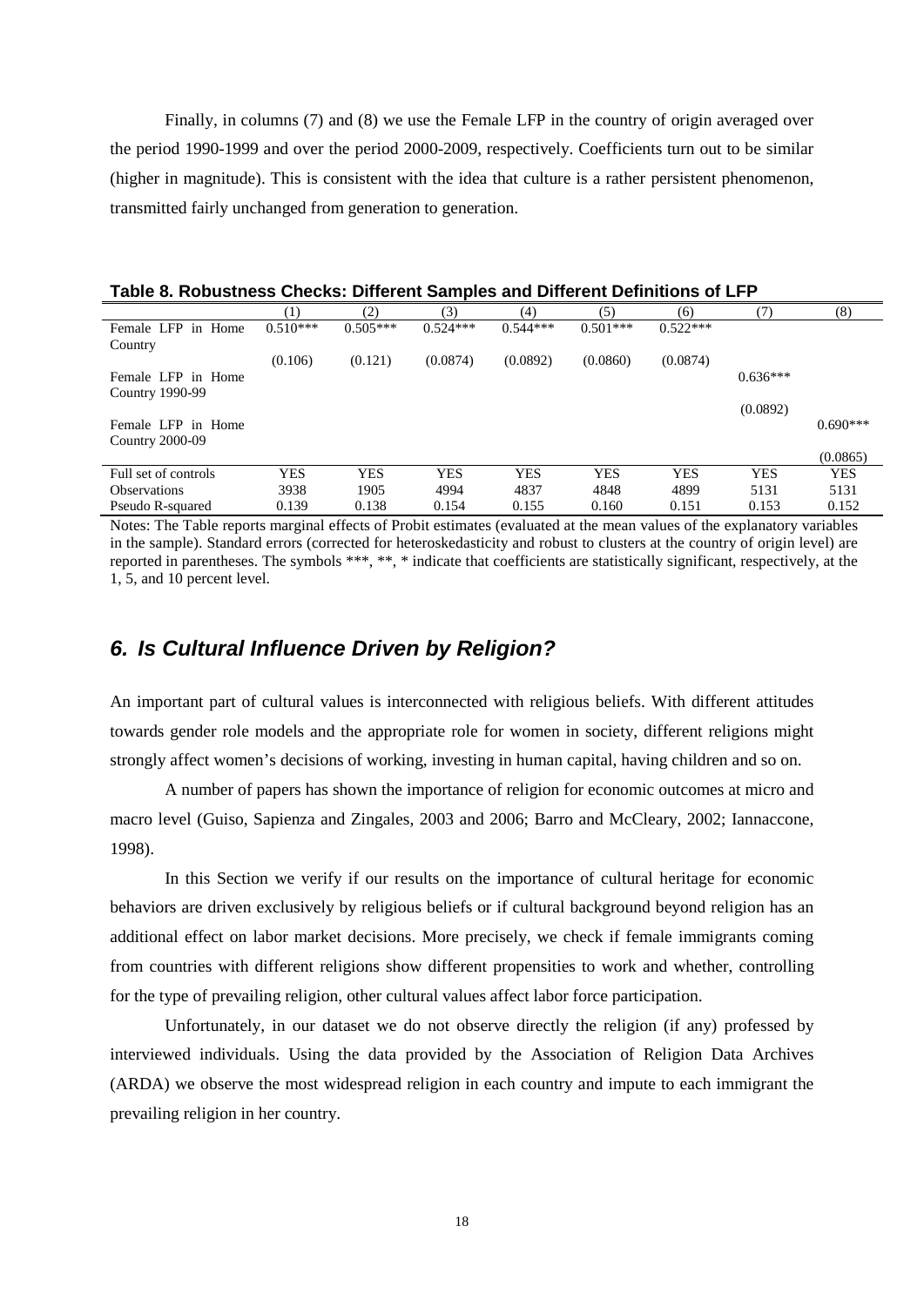Finally, in columns (7) and (8) we use the Female LFP in the country of origin averaged over the period 1990-1999 and over the period 2000-2009, respectively. Coefficients turn out to be similar (higher in magnitude). This is consistent with the idea that culture is a rather persistent phenomenon, transmitted fairly unchanged from generation to generation.

**Table 8. Robustness Checks: Different Samples and Different Definitions of LFP**

| | (1) | (2) | (3) | (4) | (5) | (6) | (7) | (8) |
|---|---|---|---|---|---|---|---|---|
| Female LFP in Home Country | 0.510*** | 0.505*** | 0.524*** | 0.544*** | 0.501*** | 0.522*** | | |
| | (0.106) | (0.121) | (0.0874) | (0.0892) | (0.0860) | (0.0874) | | |
| Female LFP in Home Country 1990-99 | | | | | | | 0.636*** | |
| | | | | | | | (0.0892) | |
| Female LFP in Home Country 2000-09 | | | | | | | | 0.690*** |
| | | | | | | | | (0.0865) |
| Full set of controls | YES | YES | YES | YES | YES | YES | YES | YES |
| Observations | 3938 | 1905 | 4994 | 4837 | 4848 | 4899 | 5131 | 5131 |
| Pseudo R-squared | 0.139 | 0.138 | 0.154 | 0.155 | 0.160 | 0.151 | 0.153 | 0.152 |

Notes: The Table reports marginal effects of Probit estimates (evaluated at the mean values of the explanatory variables in the sample). Standard errors (corrected for heteroskedasticity and robust to clusters at the country of origin level) are reported in parentheses. The symbols ***, **, * indicate that coefficients are statistically significant, respectively, at the 1, 5, and 10 percent level.

## *6. Is Cultural Influence Driven by Religion?*

An important part of cultural values is interconnected with religious beliefs. With different attitudes towards gender role models and the appropriate role for women in society, different religions might strongly affect women's decisions of working, investing in human capital, having children and so on.

A number of papers has shown the importance of religion for economic outcomes at micro and macro level (Guiso, Sapienza and Zingales, 2003 and 2006; Barro and McCleary, 2002; Iannaccone, 1998).

In this Section we verify if our results on the importance of cultural heritage for economic behaviors are driven exclusively by religious beliefs or if cultural background beyond religion has an additional effect on labor market decisions. More precisely, we check if female immigrants coming from countries with different religions show different propensities to work and whether, controlling for the type of prevailing religion, other cultural values affect labor force participation.

Unfortunately, in our dataset we do not observe directly the religion (if any) professed by interviewed individuals. Using the data provided by the Association of Religion Data Archives (ARDA) we observe the most widespread religion in each country and impute to each immigrant the prevailing religion in her country.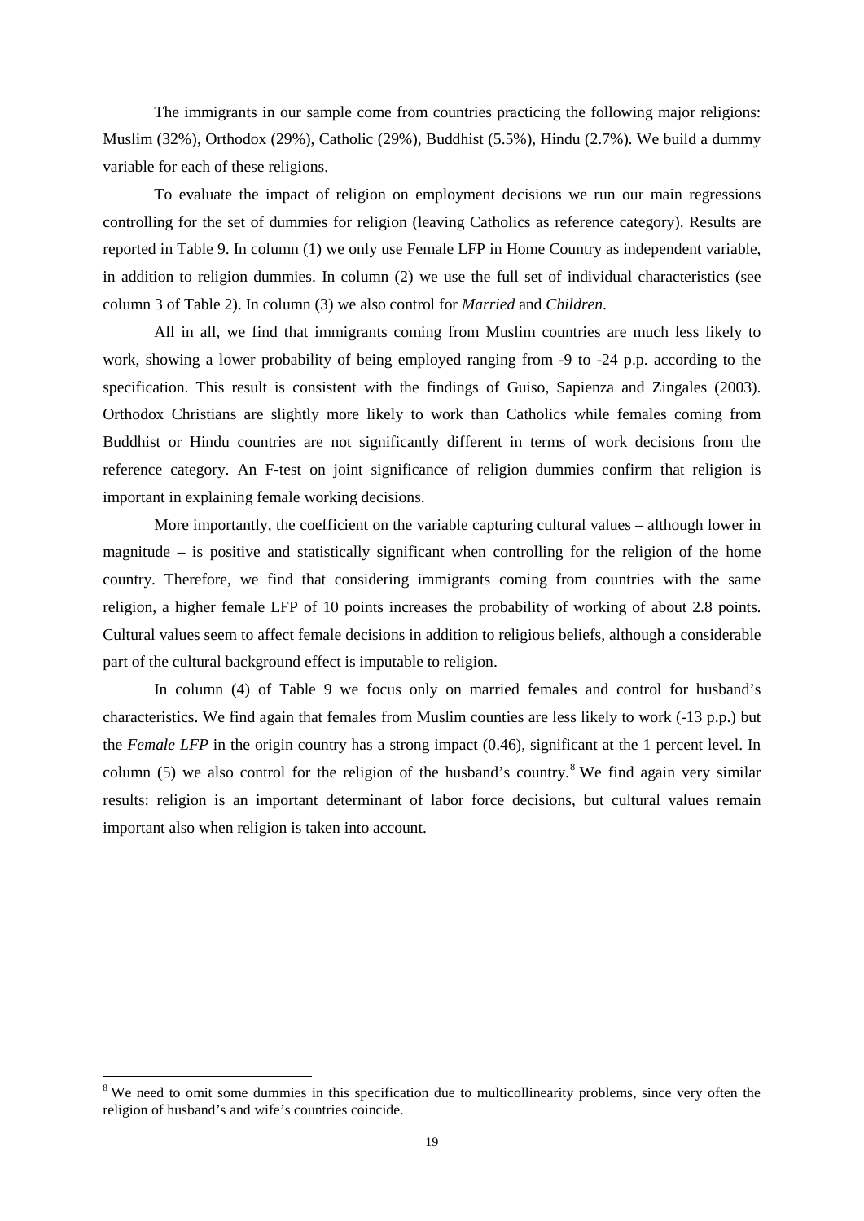The immigrants in our sample come from countries practicing the following major religions: Muslim (32%), Orthodox (29%), Catholic (29%), Buddhist (5.5%), Hindu (2.7%). We build a dummy variable for each of these religions.

To evaluate the impact of religion on employment decisions we run our main regressions controlling for the set of dummies for religion (leaving Catholics as reference category). Results are reported in Table 9. In column (1) we only use Female LFP in Home Country as independent variable, in addition to religion dummies. In column (2) we use the full set of individual characteristics (see column 3 of Table 2). In column (3) we also control for *Married* and *Children*.

All in all, we find that immigrants coming from Muslim countries are much less likely to work, showing a lower probability of being employed ranging from -9 to -24 p.p. according to the specification. This result is consistent with the findings of Guiso, Sapienza and Zingales (2003). Orthodox Christians are slightly more likely to work than Catholics while females coming from Buddhist or Hindu countries are not significantly different in terms of work decisions from the reference category. An F-test on joint significance of religion dummies confirm that religion is important in explaining female working decisions.

More importantly, the coefficient on the variable capturing cultural values – although lower in magnitude – is positive and statistically significant when controlling for the religion of the home country. Therefore, we find that considering immigrants coming from countries with the same religion, a higher female LFP of 10 points increases the probability of working of about 2.8 points. Cultural values seem to affect female decisions in addition to religious beliefs, although a considerable part of the cultural background effect is imputable to religion.

In column (4) of Table 9 we focus only on married females and control for husband's characteristics. We find again that females from Muslim counties are less likely to work (-13 p.p.) but the *Female LFP* in the origin country has a strong impact (0.46), significant at the 1 percent level. In column (5) we also control for the religion of the husband's country.[8] We find again very similar results: religion is an important determinant of labor force decisions, but cultural values remain important also when religion is taken into account.

[8] We need to omit some dummies in this specification due to multicollinearity problems, since very often the religion of husband's and wife's countries coincide.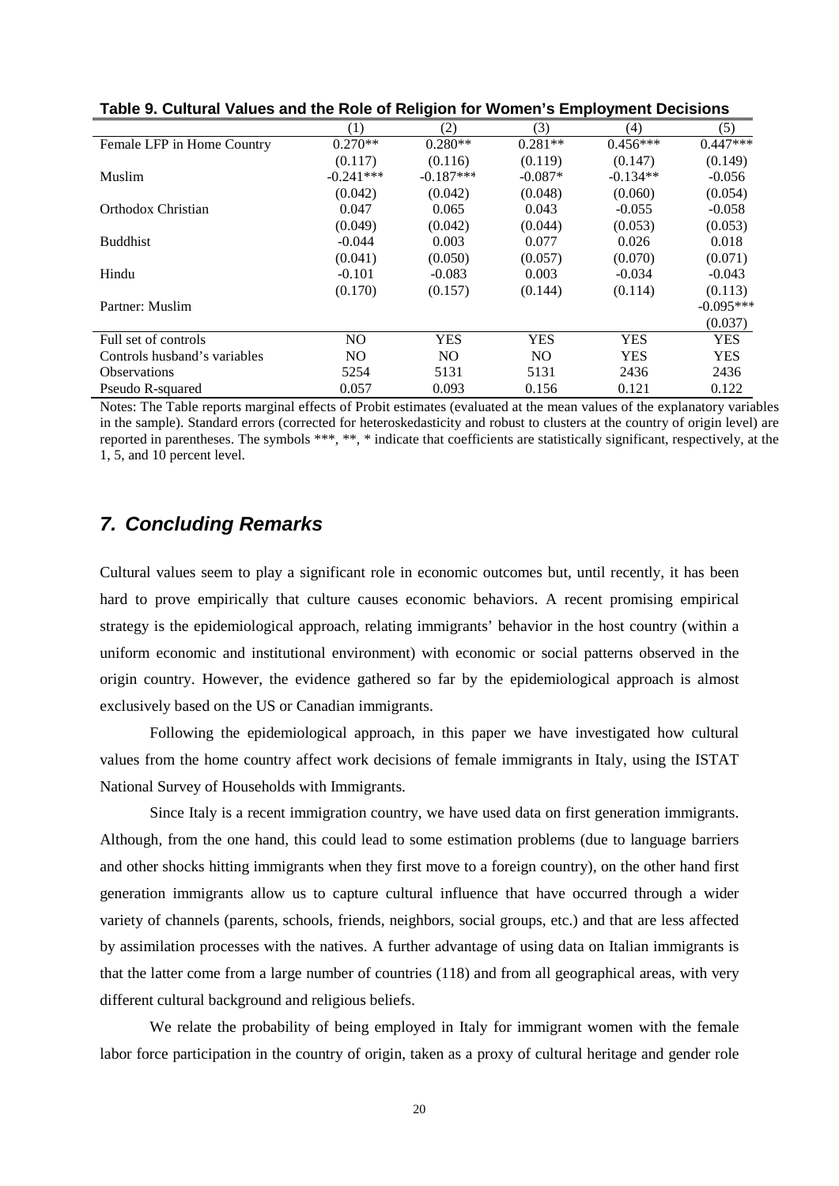**Table 9. Cultural Values and the Role of Religion for Women's Employment Decisions**

| | (1) | (2) | (3) | (4) | (5) |
|---|---|---|---|---|---|
| Female LFP in Home Country | 0.270** | 0.280** | 0.281** | 0.456*** | 0.447*** |
| | (0.117) | (0.116) | (0.119) | (0.147) | (0.149) |
| Muslim | -0.241*** | -0.187*** | -0.087* | -0.134** | -0.056 |
| | (0.042) | (0.042) | (0.048) | (0.060) | (0.054) |
| Orthodox Christian | 0.047 | 0.065 | 0.043 | -0.055 | -0.058 |
| | (0.049) | (0.042) | (0.044) | (0.053) | (0.053) |
| Buddhist | -0.044 | 0.003 | 0.077 | 0.026 | 0.018 |
| | (0.041) | (0.050) | (0.057) | (0.070) | (0.071) |
| Hindu | -0.101 | -0.083 | 0.003 | -0.034 | -0.043 |
| | (0.170) | (0.157) | (0.144) | (0.114) | (0.113) |
| Partner: Muslim | | | | | -0.095*** |
| | | | | | (0.037) |
| Full set of controls | NO | YES | YES | YES | YES |
| Controls husband's variables | NO | NO | NO | YES | YES |
| Observations | 5254 | 5131 | 5131 | 2436 | 2436 |
| Pseudo R-squared | 0.057 | 0.093 | 0.156 | 0.121 | 0.122 |

Notes: The Table reports marginal effects of Probit estimates (evaluated at the mean values of the explanatory variables in the sample). Standard errors (corrected for heteroskedasticity and robust to clusters at the country of origin level) are reported in parentheses. The symbols ***, **, * indicate that coefficients are statistically significant, respectively, at the 1, 5, and 10 percent level.

## 7. Concluding Remarks

Cultural values seem to play a significant role in economic outcomes but, until recently, it has been hard to prove empirically that culture causes economic behaviors. A recent promising empirical strategy is the epidemiological approach, relating immigrants' behavior in the host country (within a uniform economic and institutional environment) with economic or social patterns observed in the origin country. However, the evidence gathered so far by the epidemiological approach is almost exclusively based on the US or Canadian immigrants.

Following the epidemiological approach, in this paper we have investigated how cultural values from the home country affect work decisions of female immigrants in Italy, using the ISTAT National Survey of Households with Immigrants.

Since Italy is a recent immigration country, we have used data on first generation immigrants. Although, from the one hand, this could lead to some estimation problems (due to language barriers and other shocks hitting immigrants when they first move to a foreign country), on the other hand first generation immigrants allow us to capture cultural influence that have occurred through a wider variety of channels (parents, schools, friends, neighbors, social groups, etc.) and that are less affected by assimilation processes with the natives. A further advantage of using data on Italian immigrants is that the latter come from a large number of countries (118) and from all geographical areas, with very different cultural background and religious beliefs.

We relate the probability of being employed in Italy for immigrant women with the female labor force participation in the country of origin, taken as a proxy of cultural heritage and gender role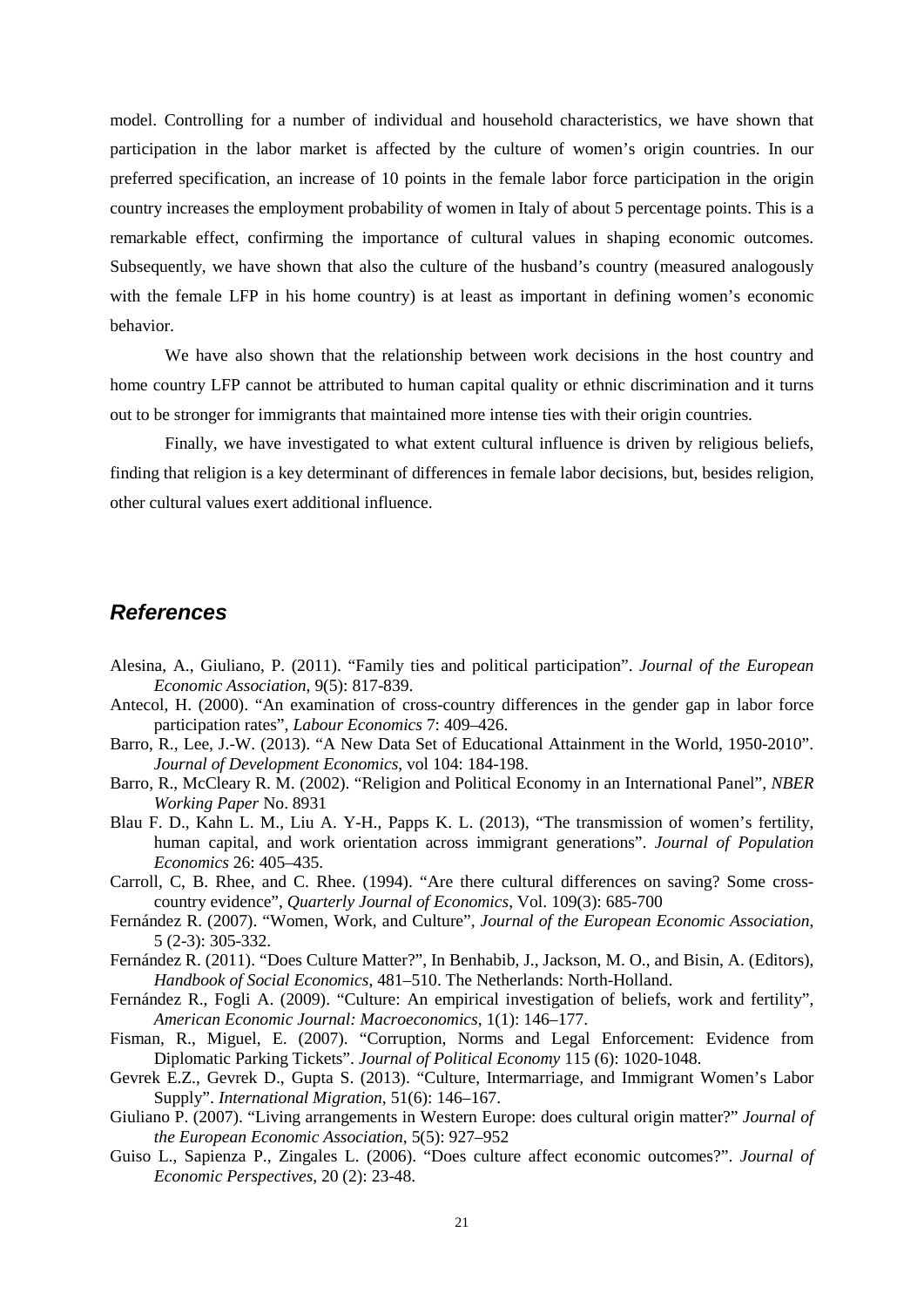model. Controlling for a number of individual and household characteristics, we have shown that participation in the labor market is affected by the culture of women's origin countries. In our preferred specification, an increase of 10 points in the female labor force participation in the origin country increases the employment probability of women in Italy of about 5 percentage points. This is a remarkable effect, confirming the importance of cultural values in shaping economic outcomes. Subsequently, we have shown that also the culture of the husband's country (measured analogously with the female LFP in his home country) is at least as important in defining women's economic behavior.

We have also shown that the relationship between work decisions in the host country and home country LFP cannot be attributed to human capital quality or ethnic discrimination and it turns out to be stronger for immigrants that maintained more intense ties with their origin countries.

Finally, we have investigated to what extent cultural influence is driven by religious beliefs, finding that religion is a key determinant of differences in female labor decisions, but, besides religion, other cultural values exert additional influence.

## References

Alesina, A., Giuliano, P. (2011). "Family ties and political participation". *Journal of the European Economic Association*, 9(5): 817-839.

Antecol, H. (2000). "An examination of cross-country differences in the gender gap in labor force participation rates", *Labour Economics* 7: 409–426.

Barro, R., Lee, J.-W. (2013). "A New Data Set of Educational Attainment in the World, 1950-2010". *Journal of Development Economics*, vol 104: 184-198.

Barro, R., McCleary R. M. (2002). "Religion and Political Economy in an International Panel", *NBER Working Paper* No. 8931

Blau F. D., Kahn L. M., Liu A. Y-H., Papps K. L. (2013), "The transmission of women's fertility, human capital, and work orientation across immigrant generations". *Journal of Population Economics* 26: 405–435.

Carroll, C, B. Rhee, and C. Rhee. (1994). "Are there cultural differences on saving? Some cross-country evidence", *Quarterly Journal of Economics*, Vol. 109(3): 685-700

Fernández R. (2007). "Women, Work, and Culture", *Journal of the European Economic Association*, 5 (2-3): 305-332.

Fernández R. (2011). "Does Culture Matter?", In Benhabib, J., Jackson, M. O., and Bisin, A. (Editors), *Handbook of Social Economics*, 481–510. The Netherlands: North-Holland.

Fernández R., Fogli A. (2009). "Culture: An empirical investigation of beliefs, work and fertility", *American Economic Journal: Macroeconomics*, 1(1): 146–177.

Fisman, R., Miguel, E. (2007). "Corruption, Norms and Legal Enforcement: Evidence from Diplomatic Parking Tickets". *Journal of Political Economy* 115 (6): 1020-1048.

Gevrek E.Z., Gevrek D., Gupta S. (2013). "Culture, Intermarriage, and Immigrant Women's Labor Supply". *International Migration*, 51(6): 146–167.

Giuliano P. (2007). "Living arrangements in Western Europe: does cultural origin matter?" *Journal of the European Economic Association*, 5(5): 927–952

Guiso L., Sapienza P., Zingales L. (2006). "Does culture affect economic outcomes?". *Journal of Economic Perspectives*, 20 (2): 23-48.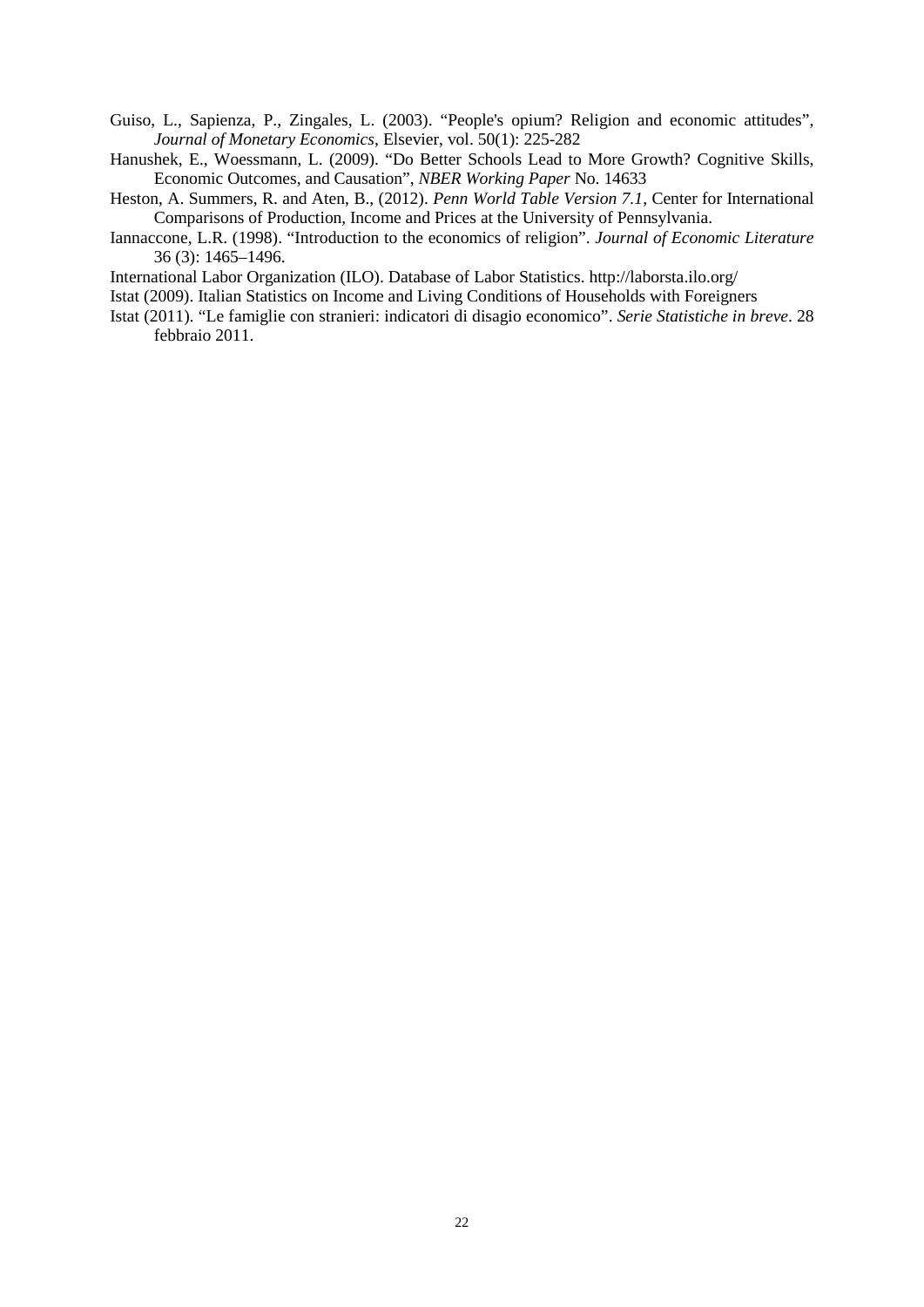Guiso, L., Sapienza, P., Zingales, L. (2003). "People's opium? Religion and economic attitudes", *Journal of Monetary Economics*, Elsevier, vol. 50(1): 225-282

Hanushek, E., Woessmann, L. (2009). "Do Better Schools Lead to More Growth? Cognitive Skills, Economic Outcomes, and Causation", *NBER Working Paper* No. 14633

Heston, A. Summers, R. and Aten, B., (2012). *Penn World Table Version 7.1*, Center for International Comparisons of Production, Income and Prices at the University of Pennsylvania.

Iannaccone, L.R. (1998). "Introduction to the economics of religion". *Journal of Economic Literature* 36 (3): 1465–1496.

International Labor Organization (ILO). Database of Labor Statistics. http://laborsta.ilo.org/

Istat (2009). Italian Statistics on Income and Living Conditions of Households with Foreigners

Istat (2011). "Le famiglie con stranieri: indicatori di disagio economico". *Serie Statistiche in breve*. 28 febbraio 2011.